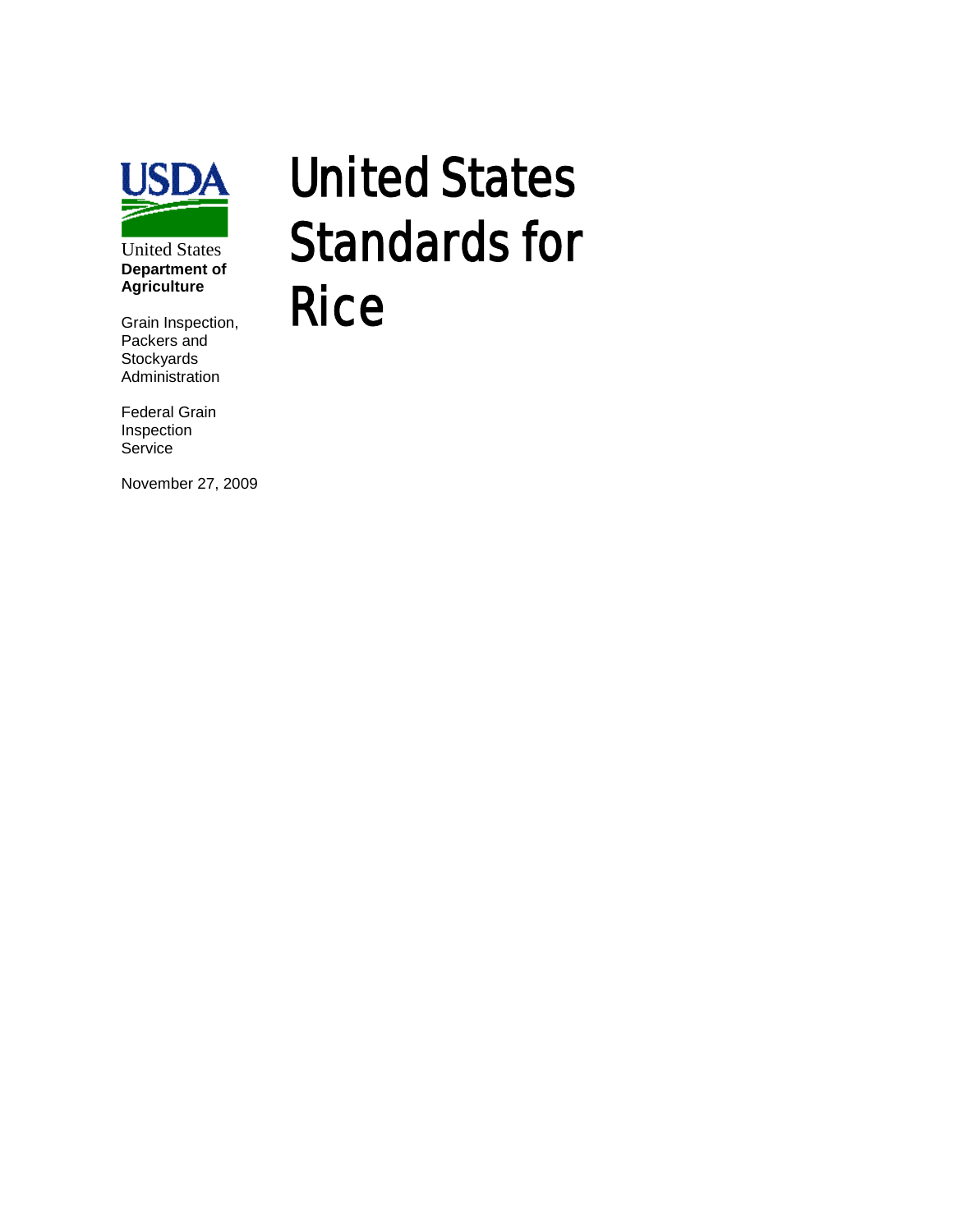United States
**Department of Agriculture**

Grain Inspection, Packers and Stockyards Administration

Federal Grain Inspection Service

November 27, 2009

# United States Standards for Rice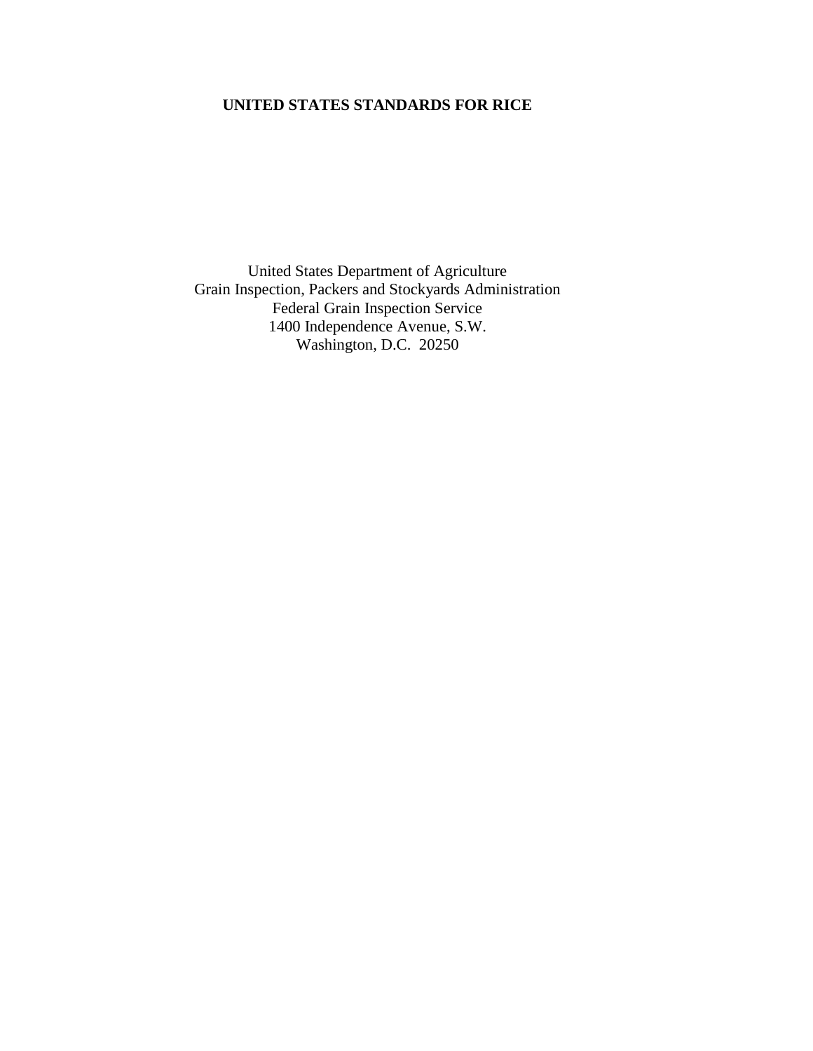# UNITED STATES STANDARDS FOR RICE

United States Department of Agriculture
Grain Inspection, Packers and Stockyards Administration
Federal Grain Inspection Service
1400 Independence Avenue, S.W.
Washington, D.C. 20250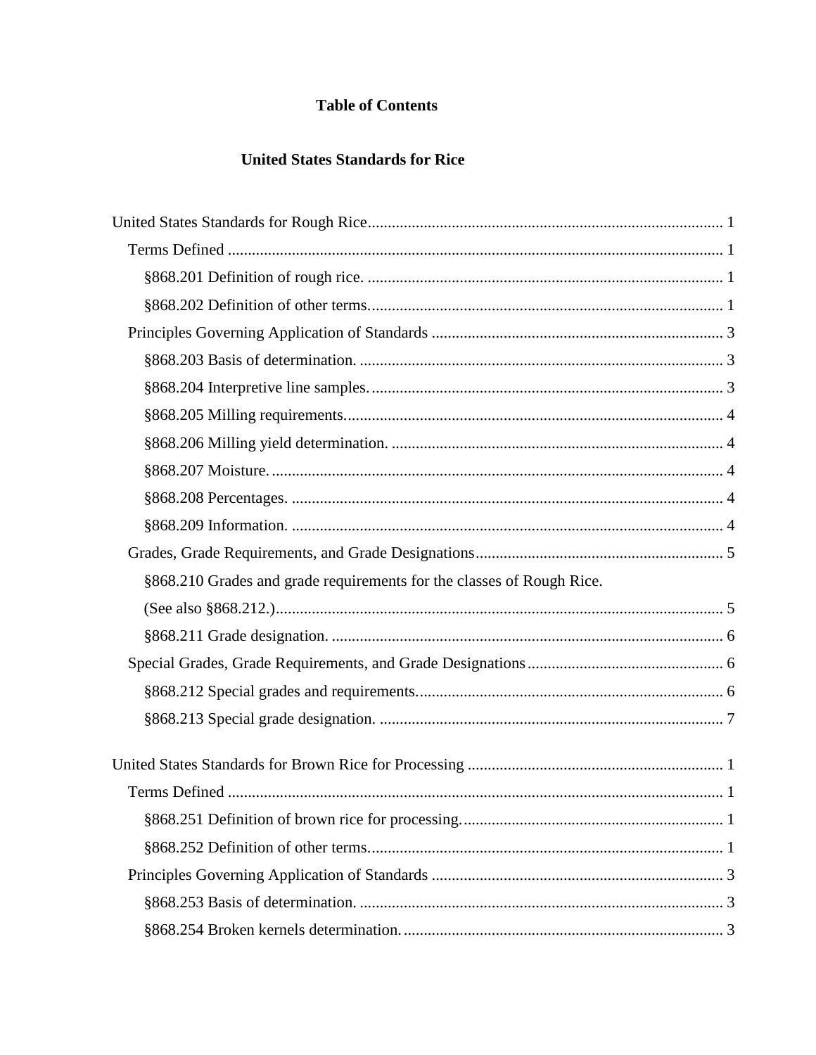**Table of Contents**

**United States Standards for Rice**

United States Standards for Rough Rice........................................................................................ 1

Terms Defined .......................................................................................................................... 1

§868.201 Definition of rough rice. ........................................................................................ 1

§868.202 Definition of other terms........................................................................................ 1

Principles Governing Application of Standards ........................................................................ 3

§868.203 Basis of determination. .......................................................................................... 3

§868.204 Interpretive line samples. ....................................................................................... 3

§868.205 Milling requirements.............................................................................................. 4

§868.206 Milling yield determination. .................................................................................. 4

§868.207 Moisture. ................................................................................................................ 4

§868.208 Percentages. ........................................................................................................... 4

§868.209 Information. ........................................................................................................... 4

Grades, Grade Requirements, and Grade Designations............................................................. 5

§868.210 Grades and grade requirements for the classes of Rough Rice. (See also §868.212.)............................................................................................................... 5

§868.211 Grade designation. ................................................................................................. 6

Special Grades, Grade Requirements, and Grade Designations................................................ 6

§868.212 Special grades and requirements............................................................................ 6

§868.213 Special grade designation. ..................................................................................... 7

United States Standards for Brown Rice for Processing ............................................................... 1

Terms Defined .......................................................................................................................... 1

§868.251 Definition of brown rice for processing................................................................. 1

§868.252 Definition of other terms........................................................................................ 1

Principles Governing Application of Standards ........................................................................ 3

§868.253 Basis of determination. .......................................................................................... 3

§868.254 Broken kernels determination................................................................................ 3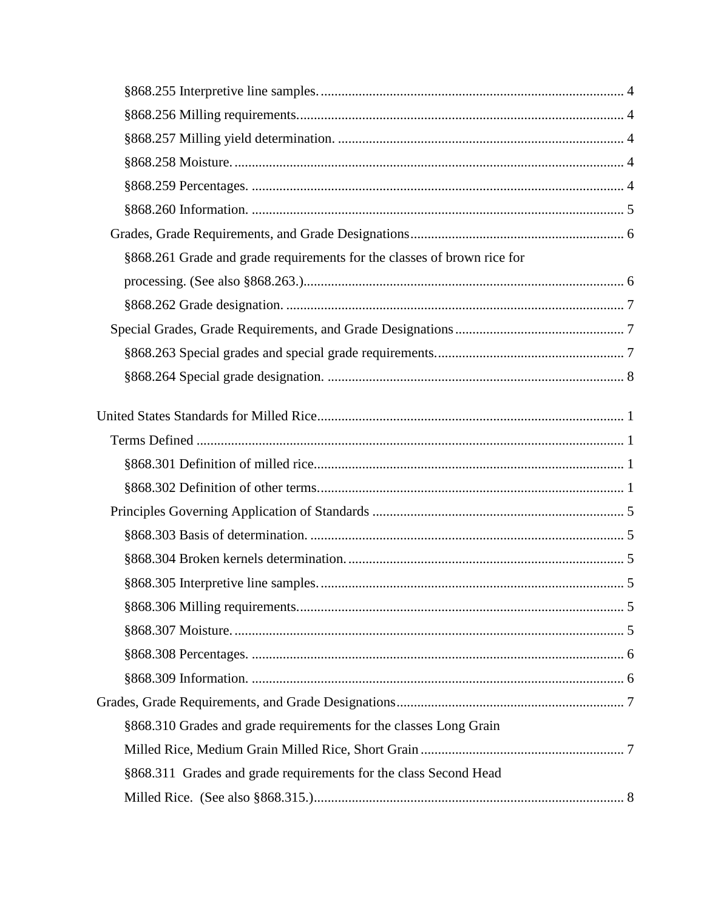§868.255 Interpretive line samples. 4

§868.256 Milling requirements. 4

§868.257 Milling yield determination. 4

§868.258 Moisture. 4

§868.259 Percentages. 4

§868.260 Information. 5

Grades, Grade Requirements, and Grade Designations 6

§868.261 Grade and grade requirements for the classes of brown rice for processing. (See also §868.263.) 6

§868.262 Grade designation. 7

Special Grades, Grade Requirements, and Grade Designations 7

§868.263 Special grades and special grade requirements. 7

§868.264 Special grade designation. 8

United States Standards for Milled Rice 1

Terms Defined 1

§868.301 Definition of milled rice 1

§868.302 Definition of other terms 1

Principles Governing Application of Standards 5

§868.303 Basis of determination. 5

§868.304 Broken kernels determination. 5

§868.305 Interpretive line samples. 5

§868.306 Milling requirements. 5

§868.307 Moisture. 5

§868.308 Percentages. 6

§868.309 Information. 6

Grades, Grade Requirements, and Grade Designations 7

§868.310 Grades and grade requirements for the classes Long Grain Milled Rice, Medium Grain Milled Rice, Short Grain 7

§868.311 Grades and grade requirements for the class Second Head Milled Rice. (See also §868.315.) 8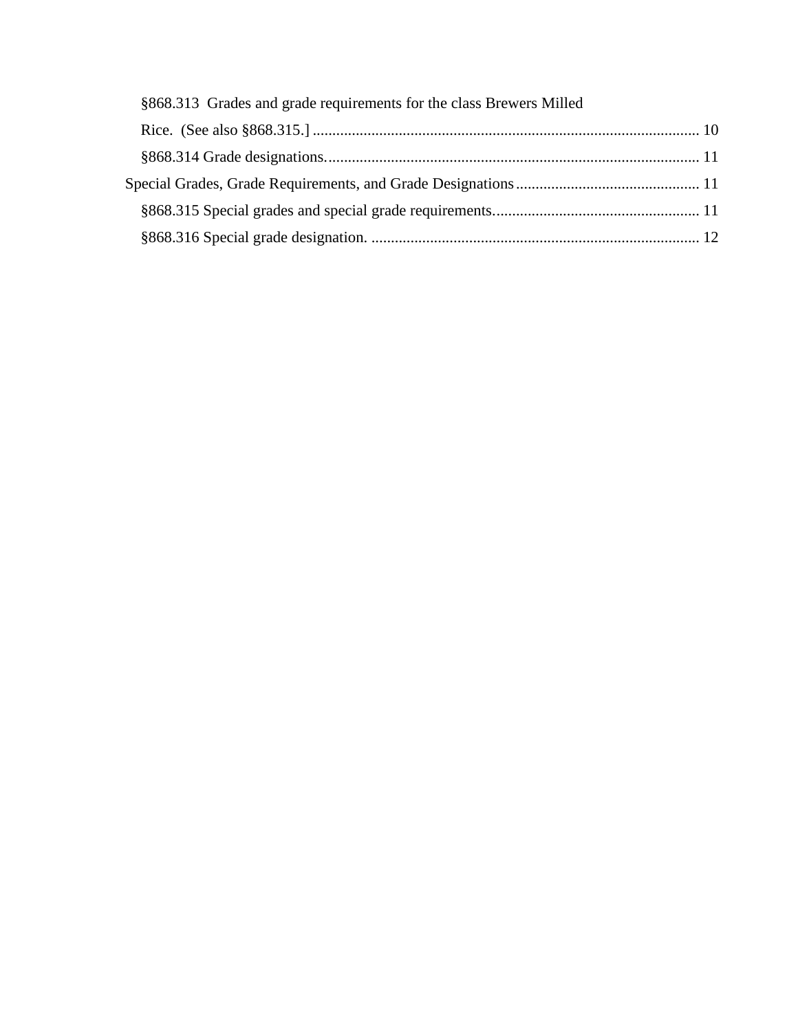§868.313 Grades and grade requirements for the class Brewers Milled Rice. (See also §868.315.] .................................................................................................. 10

§868.314 Grade designations............................................................................................... 11

Special Grades, Grade Requirements, and Grade Designations............................................... 11

§868.315 Special grades and special grade requirements.................................................... 11

§868.316 Special grade designation. .................................................................................... 12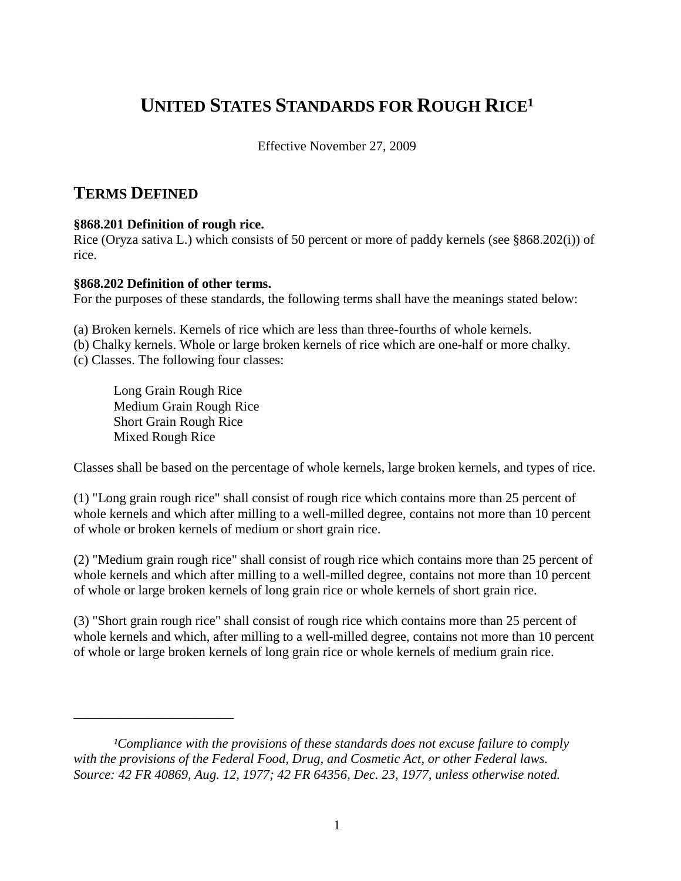# UNITED STATES STANDARDS FOR ROUGH RICE[1]

Effective November 27, 2009

## TERMS DEFINED

**§868.201 Definition of rough rice.**
Rice (Oryza sativa L.) which consists of 50 percent or more of paddy kernels (see §868.202(i)) of rice.

**§868.202 Definition of other terms.**
For the purposes of these standards, the following terms shall have the meanings stated below:

(a) Broken kernels. Kernels of rice which are less than three-fourths of whole kernels.
(b) Chalky kernels. Whole or large broken kernels of rice which are one-half or more chalky.
(c) Classes. The following four classes:

Long Grain Rough Rice
Medium Grain Rough Rice
Short Grain Rough Rice
Mixed Rough Rice

Classes shall be based on the percentage of whole kernels, large broken kernels, and types of rice.

(1) "Long grain rough rice" shall consist of rough rice which contains more than 25 percent of whole kernels and which after milling to a well-milled degree, contains not more than 10 percent of whole or broken kernels of medium or short grain rice.

(2) "Medium grain rough rice" shall consist of rough rice which contains more than 25 percent of whole kernels and which after milling to a well-milled degree, contains not more than 10 percent of whole or large broken kernels of long grain rice or whole kernels of short grain rice.

(3) "Short grain rough rice" shall consist of rough rice which contains more than 25 percent of whole kernels and which, after milling to a well-milled degree, contains not more than 10 percent of whole or large broken kernels of long grain rice or whole kernels of medium grain rice.

---

[1] *Compliance with the provisions of these standards does not excuse failure to comply with the provisions of the Federal Food, Drug, and Cosmetic Act, or other Federal laws. Source: 42 FR 40869, Aug. 12, 1977; 42 FR 64356, Dec. 23, 1977, unless otherwise noted.*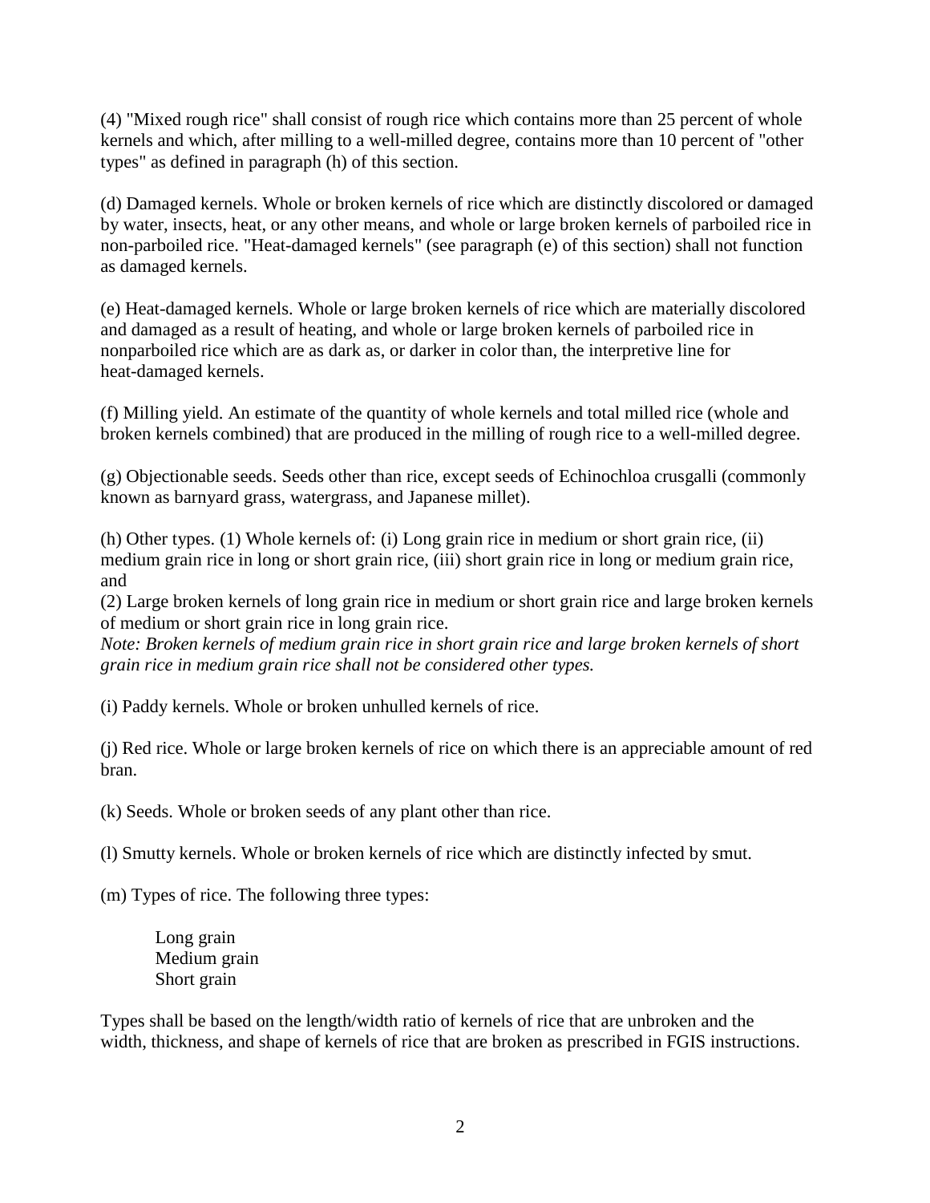(4) "Mixed rough rice" shall consist of rough rice which contains more than 25 percent of whole kernels and which, after milling to a well-milled degree, contains more than 10 percent of "other types" as defined in paragraph (h) of this section.

(d) Damaged kernels. Whole or broken kernels of rice which are distinctly discolored or damaged by water, insects, heat, or any other means, and whole or large broken kernels of parboiled rice in non-parboiled rice. "Heat-damaged kernels" (see paragraph (e) of this section) shall not function as damaged kernels.

(e) Heat-damaged kernels. Whole or large broken kernels of rice which are materially discolored and damaged as a result of heating, and whole or large broken kernels of parboiled rice in nonparboiled rice which are as dark as, or darker in color than, the interpretive line for heat-damaged kernels.

(f) Milling yield. An estimate of the quantity of whole kernels and total milled rice (whole and broken kernels combined) that are produced in the milling of rough rice to a well-milled degree.

(g) Objectionable seeds. Seeds other than rice, except seeds of Echinochloa crusgalli (commonly known as barnyard grass, watergrass, and Japanese millet).

(h) Other types. (1) Whole kernels of: (i) Long grain rice in medium or short grain rice, (ii) medium grain rice in long or short grain rice, (iii) short grain rice in long or medium grain rice, and
(2) Large broken kernels of long grain rice in medium or short grain rice and large broken kernels of medium or short grain rice in long grain rice.
*Note: Broken kernels of medium grain rice in short grain rice and large broken kernels of short grain rice in medium grain rice shall not be considered other types.*

(i) Paddy kernels. Whole or broken unhulled kernels of rice.

(j) Red rice. Whole or large broken kernels of rice on which there is an appreciable amount of red bran.

(k) Seeds. Whole or broken seeds of any plant other than rice.

(l) Smutty kernels. Whole or broken kernels of rice which are distinctly infected by smut.

(m) Types of rice. The following three types:

Long grain
Medium grain
Short grain

Types shall be based on the length/width ratio of kernels of rice that are unbroken and the width, thickness, and shape of kernels of rice that are broken as prescribed in FGIS instructions.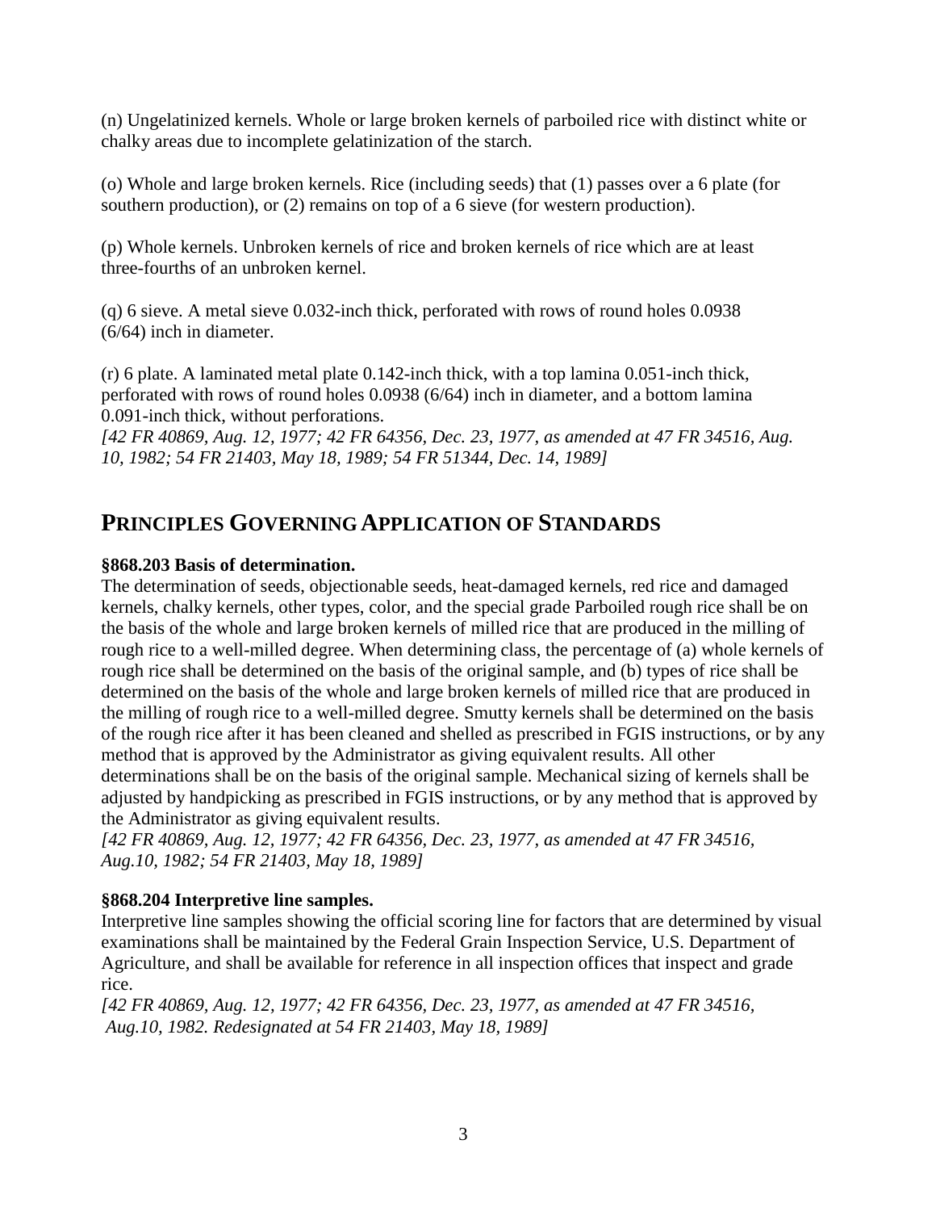(n) Ungelatinized kernels. Whole or large broken kernels of parboiled rice with distinct white or chalky areas due to incomplete gelatinization of the starch.

(o) Whole and large broken kernels. Rice (including seeds) that (1) passes over a 6 plate (for southern production), or (2) remains on top of a 6 sieve (for western production).

(p) Whole kernels. Unbroken kernels of rice and broken kernels of rice which are at least three-fourths of an unbroken kernel.

(q) 6 sieve. A metal sieve 0.032-inch thick, perforated with rows of round holes 0.0938 (6/64) inch in diameter.

(r) 6 plate. A laminated metal plate 0.142-inch thick, with a top lamina 0.051-inch thick, perforated with rows of round holes 0.0938 (6/64) inch in diameter, and a bottom lamina 0.091-inch thick, without perforations.
*[42 FR 40869, Aug. 12, 1977; 42 FR 64356, Dec. 23, 1977, as amended at 47 FR 34516, Aug. 10, 1982; 54 FR 21403, May 18, 1989; 54 FR 51344, Dec. 14, 1989]*

## PRINCIPLES GOVERNING APPLICATION OF STANDARDS

**§868.203 Basis of determination.**
The determination of seeds, objectionable seeds, heat-damaged kernels, red rice and damaged kernels, chalky kernels, other types, color, and the special grade Parboiled rough rice shall be on the basis of the whole and large broken kernels of milled rice that are produced in the milling of rough rice to a well-milled degree. When determining class, the percentage of (a) whole kernels of rough rice shall be determined on the basis of the original sample, and (b) types of rice shall be determined on the basis of the whole and large broken kernels of milled rice that are produced in the milling of rough rice to a well-milled degree. Smutty kernels shall be determined on the basis of the rough rice after it has been cleaned and shelled as prescribed in FGIS instructions, or by any method that is approved by the Administrator as giving equivalent results. All other determinations shall be on the basis of the original sample. Mechanical sizing of kernels shall be adjusted by handpicking as prescribed in FGIS instructions, or by any method that is approved by the Administrator as giving equivalent results.
*[42 FR 40869, Aug. 12, 1977; 42 FR 64356, Dec. 23, 1977, as amended at 47 FR 34516, Aug.10, 1982; 54 FR 21403, May 18, 1989]*

**§868.204 Interpretive line samples.**
Interpretive line samples showing the official scoring line for factors that are determined by visual examinations shall be maintained by the Federal Grain Inspection Service, U.S. Department of Agriculture, and shall be available for reference in all inspection offices that inspect and grade rice.
*[42 FR 40869, Aug. 12, 1977; 42 FR 64356, Dec. 23, 1977, as amended at 47 FR 34516, Aug.10, 1982. Redesignated at 54 FR 21403, May 18, 1989]*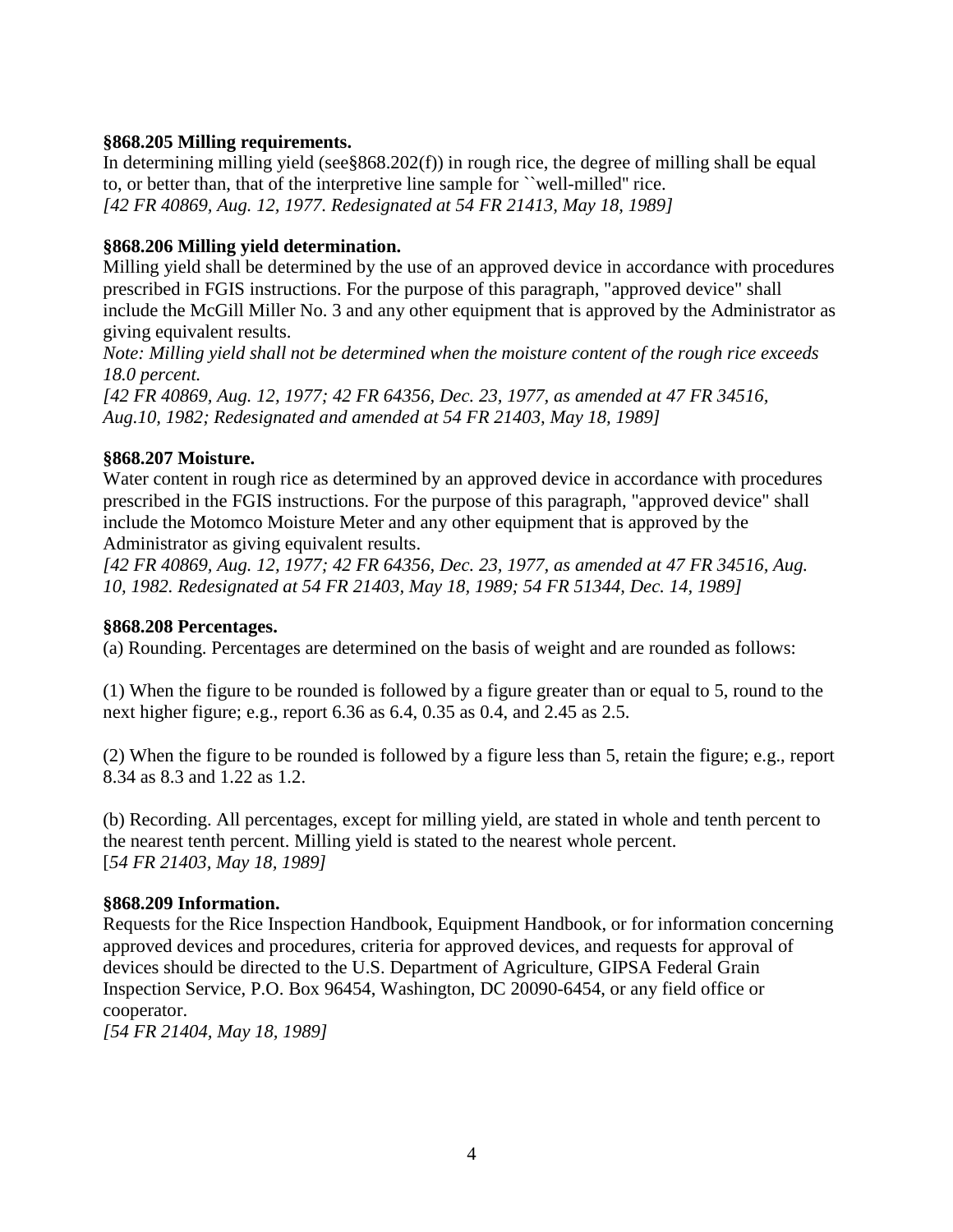**§868.205 Milling requirements.**

In determining milling yield (see§868.202(f)) in rough rice, the degree of milling shall be equal to, or better than, that of the interpretive line sample for ``well-milled'' rice.

*[42 FR 40869, Aug. 12, 1977. Redesignated at 54 FR 21413, May 18, 1989]*

**§868.206 Milling yield determination.**

Milling yield shall be determined by the use of an approved device in accordance with procedures prescribed in FGIS instructions. For the purpose of this paragraph, "approved device" shall include the McGill Miller No. 3 and any other equipment that is approved by the Administrator as giving equivalent results.

*Note: Milling yield shall not be determined when the moisture content of the rough rice exceeds 18.0 percent.*

*[42 FR 40869, Aug. 12, 1977; 42 FR 64356, Dec. 23, 1977, as amended at 47 FR 34516, Aug.10, 1982; Redesignated and amended at 54 FR 21403, May 18, 1989]*

**§868.207 Moisture.**

Water content in rough rice as determined by an approved device in accordance with procedures prescribed in the FGIS instructions. For the purpose of this paragraph, "approved device" shall include the Motomco Moisture Meter and any other equipment that is approved by the Administrator as giving equivalent results.

*[42 FR 40869, Aug. 12, 1977; 42 FR 64356, Dec. 23, 1977, as amended at 47 FR 34516, Aug. 10, 1982. Redesignated at 54 FR 21403, May 18, 1989; 54 FR 51344, Dec. 14, 1989]*

**§868.208 Percentages.**

(a) Rounding. Percentages are determined on the basis of weight and are rounded as follows:

(1) When the figure to be rounded is followed by a figure greater than or equal to 5, round to the next higher figure; e.g., report 6.36 as 6.4, 0.35 as 0.4, and 2.45 as 2.5.

(2) When the figure to be rounded is followed by a figure less than 5, retain the figure; e.g., report 8.34 as 8.3 and 1.22 as 1.2.

(b) Recording. All percentages, except for milling yield, are stated in whole and tenth percent to the nearest tenth percent. Milling yield is stated to the nearest whole percent.

[*54 FR 21403, May 18, 1989]*

**§868.209 Information.**

Requests for the Rice Inspection Handbook, Equipment Handbook, or for information concerning approved devices and procedures, criteria for approved devices, and requests for approval of devices should be directed to the U.S. Department of Agriculture, GIPSA Federal Grain Inspection Service, P.O. Box 96454, Washington, DC 20090-6454, or any field office or cooperator.

*[54 FR 21404, May 18, 1989]*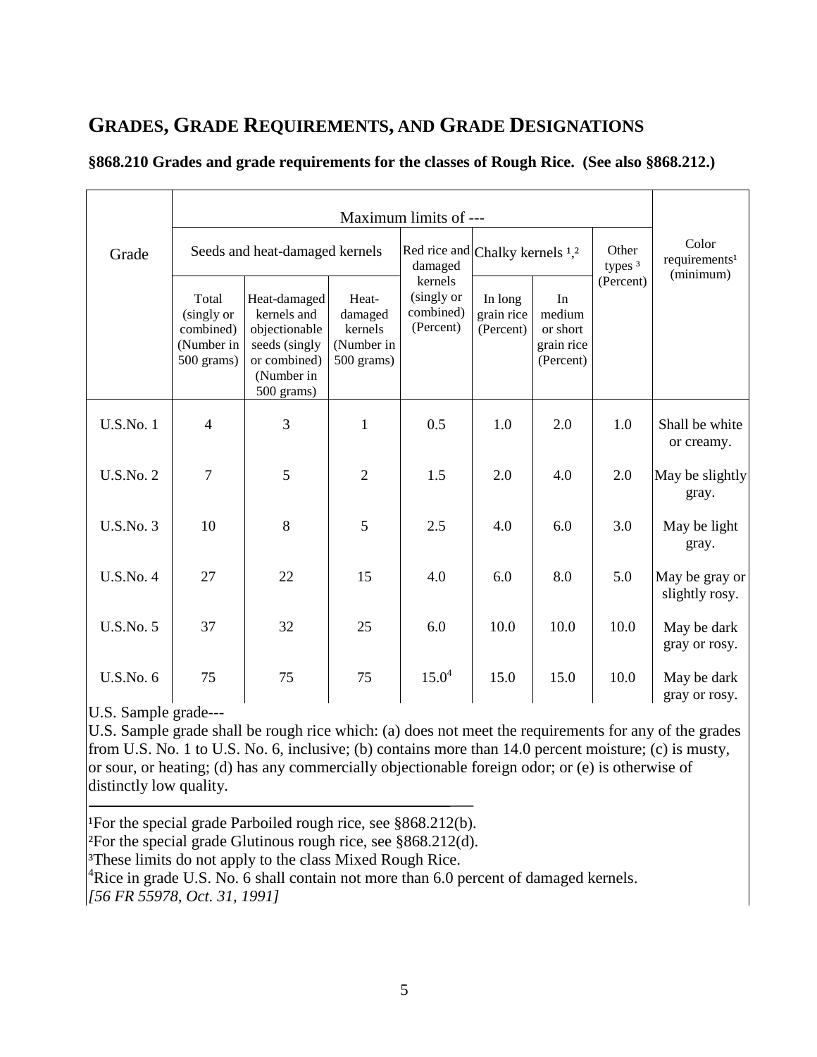## GRADES, GRADE REQUIREMENTS, AND GRADE DESIGNATIONS

**§868.210 Grades and grade requirements for the classes of Rough Rice. (See also §868.212.)**

| Grade | Maximum limits of --- | | | | | | | Color requirements[1] (minimum) |
|---|---|---|---|---|---|---|---|---|
| | Seeds and heat-damaged kernels | | | Red rice and damaged kernels (singly or combined) (Percent) | Chalky kernels [1],[2] | | Other types [3] (Percent) | |
| | Total (singly or combined) (Number in 500 grams) | Heat-damaged kernels and objectionable seeds (singly or combined) (Number in 500 grams) | Heat-damaged kernels (Number in 500 grams) | | In long grain rice (Percent) | In medium or short grain rice (Percent) | | |
| U.S.No. 1 | 4 | 3 | 1 | 0.5 | 1.0 | 2.0 | 1.0 | Shall be white or creamy. |
| U.S.No. 2 | 7 | 5 | 2 | 1.5 | 2.0 | 4.0 | 2.0 | May be slightly gray. |
| U.S.No. 3 | 10 | 8 | 5 | 2.5 | 4.0 | 6.0 | 3.0 | May be light gray. |
| U.S.No. 4 | 27 | 22 | 15 | 4.0 | 6.0 | 8.0 | 5.0 | May be gray or slightly rosy. |
| U.S.No. 5 | 37 | 32 | 25 | 6.0 | 10.0 | 10.0 | 10.0 | May be dark gray or rosy. |
| U.S.No. 6 | 75 | 75 | 75 | 15.0[4] | 15.0 | 15.0 | 10.0 | May be dark gray or rosy. |

U.S. Sample grade---

U.S. Sample grade shall be rough rice which: (a) does not meet the requirements for any of the grades from U.S. No. 1 to U.S. No. 6, inclusive; (b) contains more than 14.0 percent moisture; (c) is musty, or sour, or heating; (d) has any commercially objectionable foreign odor; or (e) is otherwise of distinctly low quality.

---

[1]For the special grade Parboiled rough rice, see §868.212(b).
[2]For the special grade Glutinous rough rice, see §868.212(d).
[3]These limits do not apply to the class Mixed Rough Rice.
[4]Rice in grade U.S. No. 6 shall contain not more than 6.0 percent of damaged kernels.
*[56 FR 55978, Oct. 31, 1991]*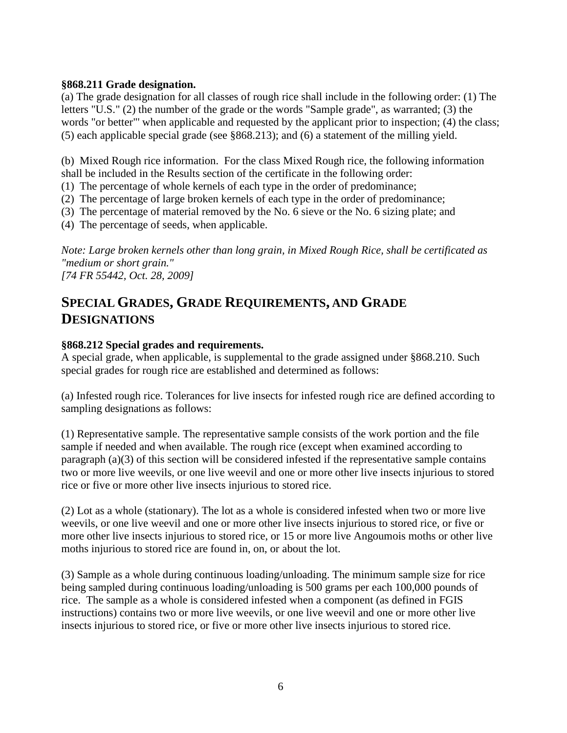**§868.211 Grade designation.**

(a) The grade designation for all classes of rough rice shall include in the following order: (1) The letters "U.S." (2) the number of the grade or the words "Sample grade", as warranted; (3) the words "or better"' when applicable and requested by the applicant prior to inspection; (4) the class; (5) each applicable special grade (see §868.213); and (6) a statement of the milling yield.

(b) Mixed Rough rice information. For the class Mixed Rough rice, the following information shall be included in the Results section of the certificate in the following order:

(1) The percentage of whole kernels of each type in the order of predominance;
(2) The percentage of large broken kernels of each type in the order of predominance;
(3) The percentage of material removed by the No. 6 sieve or the No. 6 sizing plate; and
(4) The percentage of seeds, when applicable.

*Note: Large broken kernels other than long grain, in Mixed Rough Rice, shall be certificated as "medium or short grain."*
*[74 FR 55442, Oct. 28, 2009]*

## SPECIAL GRADES, GRADE REQUIREMENTS, AND GRADE DESIGNATIONS

**§868.212 Special grades and requirements.**

A special grade, when applicable, is supplemental to the grade assigned under §868.210. Such special grades for rough rice are established and determined as follows:

(a) Infested rough rice. Tolerances for live insects for infested rough rice are defined according to sampling designations as follows:

(1) Representative sample. The representative sample consists of the work portion and the file sample if needed and when available. The rough rice (except when examined according to paragraph (a)(3) of this section will be considered infested if the representative sample contains two or more live weevils, or one live weevil and one or more other live insects injurious to stored rice or five or more other live insects injurious to stored rice.

(2) Lot as a whole (stationary). The lot as a whole is considered infested when two or more live weevils, or one live weevil and one or more other live insects injurious to stored rice, or five or more other live insects injurious to stored rice, or 15 or more live Angoumois moths or other live moths injurious to stored rice are found in, on, or about the lot.

(3) Sample as a whole during continuous loading/unloading. The minimum sample size for rice being sampled during continuous loading/unloading is 500 grams per each 100,000 pounds of rice. The sample as a whole is considered infested when a component (as defined in FGIS instructions) contains two or more live weevils, or one live weevil and one or more other live insects injurious to stored rice, or five or more other live insects injurious to stored rice.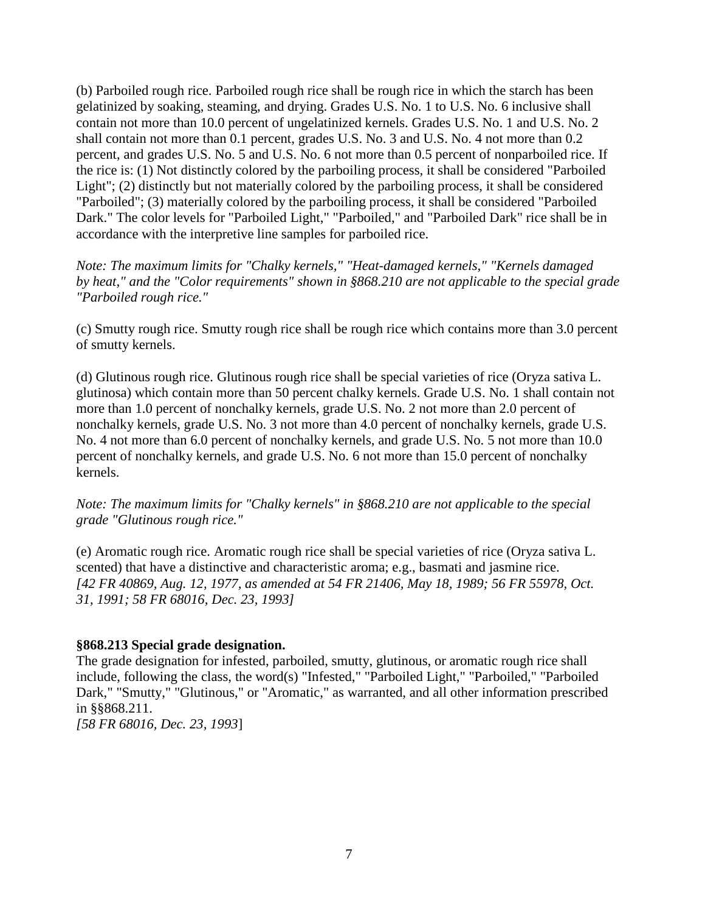(b) Parboiled rough rice. Parboiled rough rice shall be rough rice in which the starch has been gelatinized by soaking, steaming, and drying. Grades U.S. No. 1 to U.S. No. 6 inclusive shall contain not more than 10.0 percent of ungelatinized kernels. Grades U.S. No. 1 and U.S. No. 2 shall contain not more than 0.1 percent, grades U.S. No. 3 and U.S. No. 4 not more than 0.2 percent, and grades U.S. No. 5 and U.S. No. 6 not more than 0.5 percent of nonparboiled rice. If the rice is: (1) Not distinctly colored by the parboiling process, it shall be considered "Parboiled Light"; (2) distinctly but not materially colored by the parboiling process, it shall be considered "Parboiled"; (3) materially colored by the parboiling process, it shall be considered "Parboiled Dark." The color levels for "Parboiled Light," "Parboiled," and "Parboiled Dark" rice shall be in accordance with the interpretive line samples for parboiled rice.

*Note: The maximum limits for "Chalky kernels," "Heat-damaged kernels," "Kernels damaged by heat," and the "Color requirements" shown in §868.210 are not applicable to the special grade "Parboiled rough rice."*

(c) Smutty rough rice. Smutty rough rice shall be rough rice which contains more than 3.0 percent of smutty kernels.

(d) Glutinous rough rice. Glutinous rough rice shall be special varieties of rice (Oryza sativa L. glutinosa) which contain more than 50 percent chalky kernels. Grade U.S. No. 1 shall contain not more than 1.0 percent of nonchalky kernels, grade U.S. No. 2 not more than 2.0 percent of nonchalky kernels, grade U.S. No. 3 not more than 4.0 percent of nonchalky kernels, grade U.S. No. 4 not more than 6.0 percent of nonchalky kernels, and grade U.S. No. 5 not more than 10.0 percent of nonchalky kernels, and grade U.S. No. 6 not more than 15.0 percent of nonchalky kernels.

*Note: The maximum limits for "Chalky kernels" in §868.210 are not applicable to the special grade "Glutinous rough rice."*

(e) Aromatic rough rice. Aromatic rough rice shall be special varieties of rice (Oryza sativa L. scented) that have a distinctive and characteristic aroma; e.g., basmati and jasmine rice.
*[42 FR 40869, Aug. 12, 1977, as amended at 54 FR 21406, May 18, 1989; 56 FR 55978, Oct. 31, 1991; 58 FR 68016, Dec. 23, 1993]*

**§868.213 Special grade designation.**

The grade designation for infested, parboiled, smutty, glutinous, or aromatic rough rice shall include, following the class, the word(s) "Infested," "Parboiled Light," "Parboiled," "Parboiled Dark," "Smutty," "Glutinous," or "Aromatic," as warranted, and all other information prescribed in §§868.211.
*[58 FR 68016, Dec. 23, 1993*]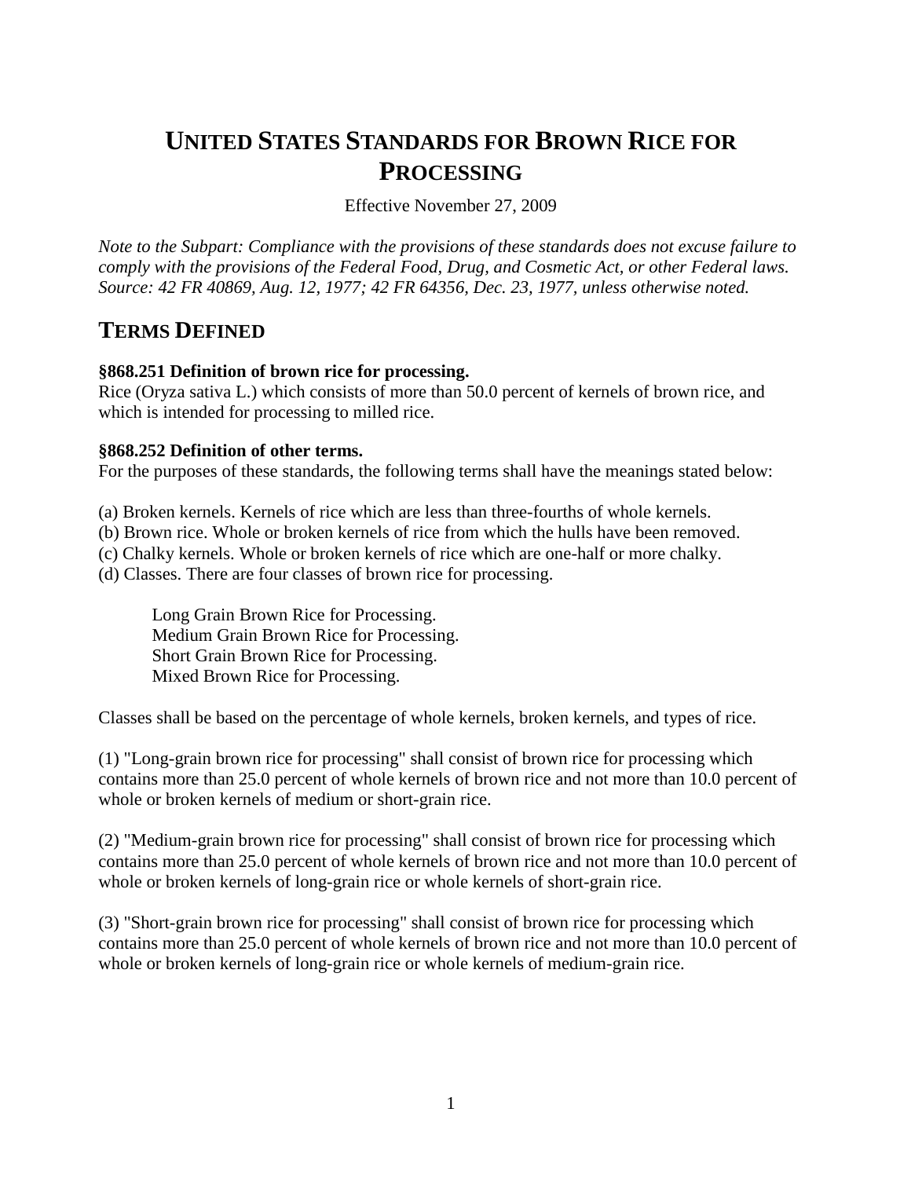# UNITED STATES STANDARDS FOR BROWN RICE FOR PROCESSING

Effective November 27, 2009

*Note to the Subpart: Compliance with the provisions of these standards does not excuse failure to comply with the provisions of the Federal Food, Drug, and Cosmetic Act, or other Federal laws. Source: 42 FR 40869, Aug. 12, 1977; 42 FR 64356, Dec. 23, 1977, unless otherwise noted.*

## TERMS DEFINED

**§868.251 Definition of brown rice for processing.**
Rice (Oryza sativa L.) which consists of more than 50.0 percent of kernels of brown rice, and which is intended for processing to milled rice.

**§868.252 Definition of other terms.**
For the purposes of these standards, the following terms shall have the meanings stated below:

(a) Broken kernels. Kernels of rice which are less than three-fourths of whole kernels.
(b) Brown rice. Whole or broken kernels of rice from which the hulls have been removed.
(c) Chalky kernels. Whole or broken kernels of rice which are one-half or more chalky.
(d) Classes. There are four classes of brown rice for processing.

Long Grain Brown Rice for Processing.
Medium Grain Brown Rice for Processing.
Short Grain Brown Rice for Processing.
Mixed Brown Rice for Processing.

Classes shall be based on the percentage of whole kernels, broken kernels, and types of rice.

(1) "Long-grain brown rice for processing" shall consist of brown rice for processing which contains more than 25.0 percent of whole kernels of brown rice and not more than 10.0 percent of whole or broken kernels of medium or short-grain rice.

(2) "Medium-grain brown rice for processing" shall consist of brown rice for processing which contains more than 25.0 percent of whole kernels of brown rice and not more than 10.0 percent of whole or broken kernels of long-grain rice or whole kernels of short-grain rice.

(3) "Short-grain brown rice for processing" shall consist of brown rice for processing which contains more than 25.0 percent of whole kernels of brown rice and not more than 10.0 percent of whole or broken kernels of long-grain rice or whole kernels of medium-grain rice.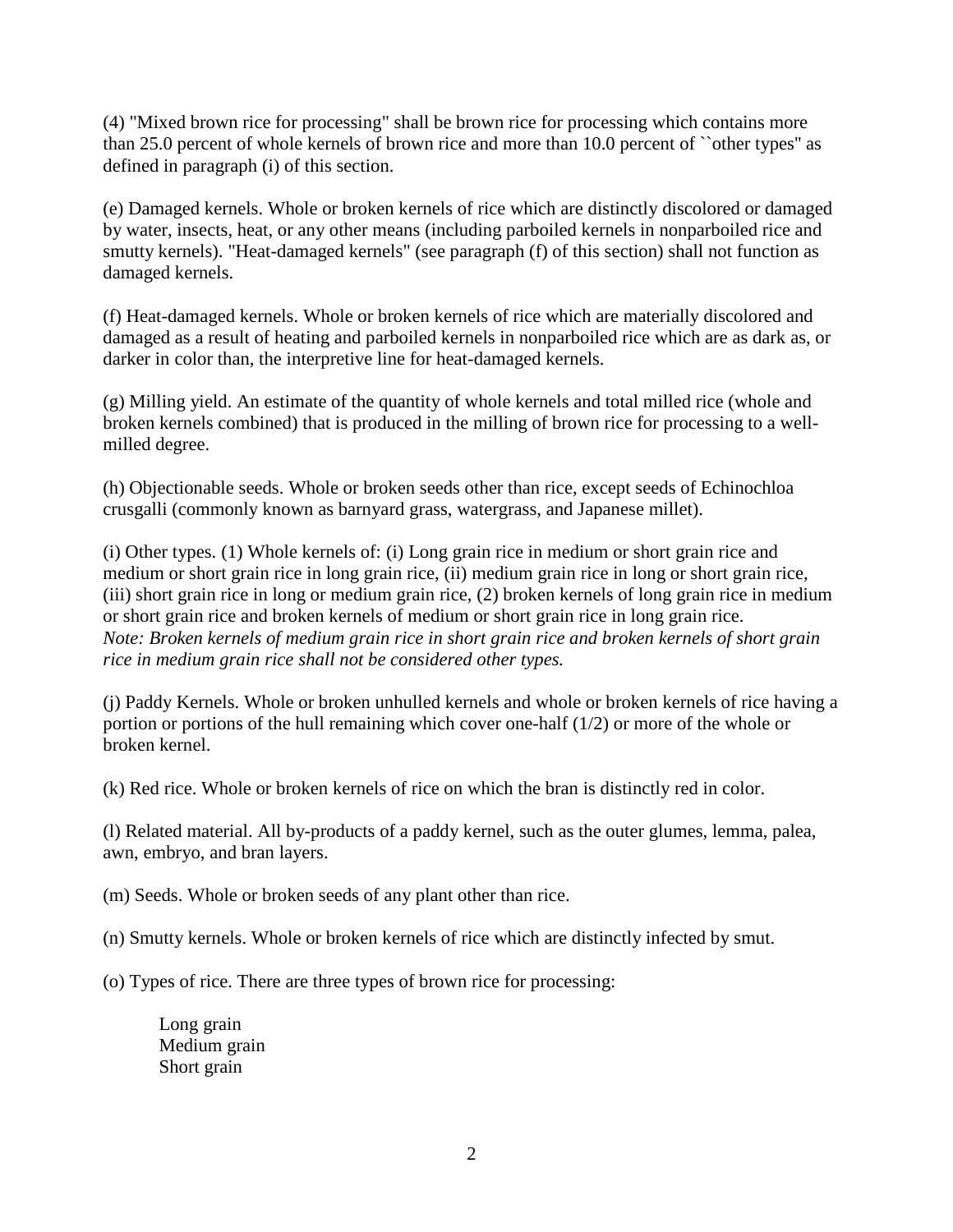(4) "Mixed brown rice for processing" shall be brown rice for processing which contains more than 25.0 percent of whole kernels of brown rice and more than 10.0 percent of ``other types" as defined in paragraph (i) of this section.

(e) Damaged kernels. Whole or broken kernels of rice which are distinctly discolored or damaged by water, insects, heat, or any other means (including parboiled kernels in nonparboiled rice and smutty kernels). "Heat-damaged kernels" (see paragraph (f) of this section) shall not function as damaged kernels.

(f) Heat-damaged kernels. Whole or broken kernels of rice which are materially discolored and damaged as a result of heating and parboiled kernels in nonparboiled rice which are as dark as, or darker in color than, the interpretive line for heat-damaged kernels.

(g) Milling yield. An estimate of the quantity of whole kernels and total milled rice (whole and broken kernels combined) that is produced in the milling of brown rice for processing to a well-milled degree.

(h) Objectionable seeds. Whole or broken seeds other than rice, except seeds of Echinochloa crusgalli (commonly known as barnyard grass, watergrass, and Japanese millet).

(i) Other types. (1) Whole kernels of: (i) Long grain rice in medium or short grain rice and medium or short grain rice in long grain rice, (ii) medium grain rice in long or short grain rice, (iii) short grain rice in long or medium grain rice, (2) broken kernels of long grain rice in medium or short grain rice and broken kernels of medium or short grain rice in long grain rice.
*Note: Broken kernels of medium grain rice in short grain rice and broken kernels of short grain rice in medium grain rice shall not be considered other types.*

(j) Paddy Kernels. Whole or broken unhulled kernels and whole or broken kernels of rice having a portion or portions of the hull remaining which cover one-half (1/2) or more of the whole or broken kernel.

(k) Red rice. Whole or broken kernels of rice on which the bran is distinctly red in color.

(l) Related material. All by-products of a paddy kernel, such as the outer glumes, lemma, palea, awn, embryo, and bran layers.

(m) Seeds. Whole or broken seeds of any plant other than rice.

(n) Smutty kernels. Whole or broken kernels of rice which are distinctly infected by smut.

(o) Types of rice. There are three types of brown rice for processing:

Long grain
Medium grain
Short grain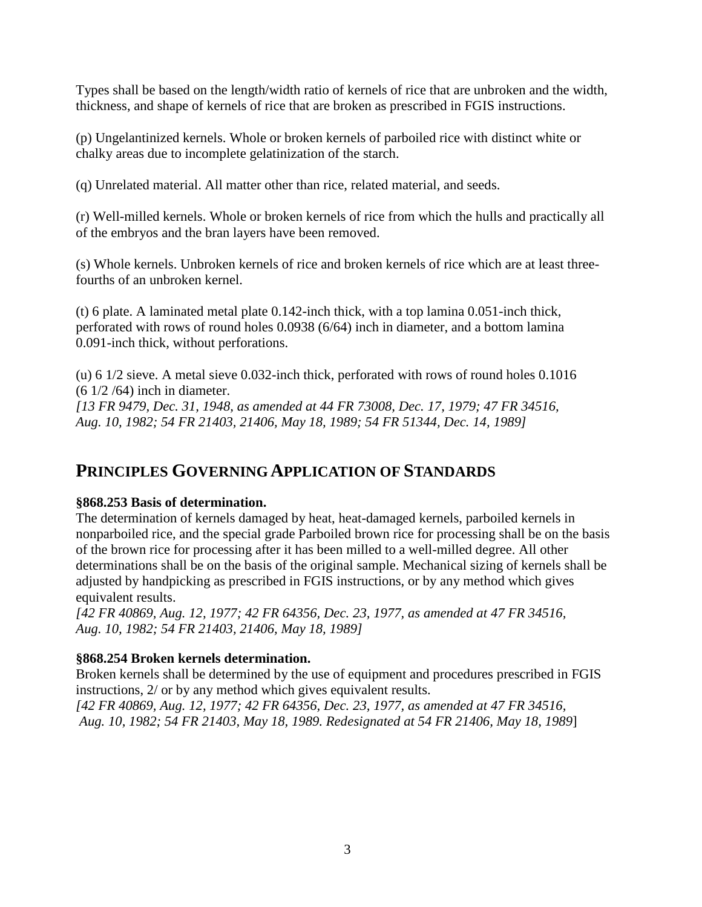Types shall be based on the length/width ratio of kernels of rice that are unbroken and the width, thickness, and shape of kernels of rice that are broken as prescribed in FGIS instructions.

(p) Ungelantinized kernels. Whole or broken kernels of parboiled rice with distinct white or chalky areas due to incomplete gelatinization of the starch.

(q) Unrelated material. All matter other than rice, related material, and seeds.

(r) Well-milled kernels. Whole or broken kernels of rice from which the hulls and practically all of the embryos and the bran layers have been removed.

(s) Whole kernels. Unbroken kernels of rice and broken kernels of rice which are at least three-fourths of an unbroken kernel.

(t) 6 plate. A laminated metal plate 0.142-inch thick, with a top lamina 0.051-inch thick, perforated with rows of round holes 0.0938 (6/64) inch in diameter, and a bottom lamina 0.091-inch thick, without perforations.

(u) 6 1/2 sieve. A metal sieve 0.032-inch thick, perforated with rows of round holes 0.1016 (6 1/2 /64) inch in diameter.
*[13 FR 9479, Dec. 31, 1948, as amended at 44 FR 73008, Dec. 17, 1979; 47 FR 34516, Aug. 10, 1982; 54 FR 21403, 21406, May 18, 1989; 54 FR 51344, Dec. 14, 1989]*

## PRINCIPLES GOVERNING APPLICATION OF STANDARDS

**§868.253 Basis of determination.**
The determination of kernels damaged by heat, heat-damaged kernels, parboiled kernels in nonparboiled rice, and the special grade Parboiled brown rice for processing shall be on the basis of the brown rice for processing after it has been milled to a well-milled degree. All other determinations shall be on the basis of the original sample. Mechanical sizing of kernels shall be adjusted by handpicking as prescribed in FGIS instructions, or by any method which gives equivalent results.
*[42 FR 40869, Aug. 12, 1977; 42 FR 64356, Dec. 23, 1977, as amended at 47 FR 34516, Aug. 10, 1982; 54 FR 21403, 21406, May 18, 1989]*

**§868.254 Broken kernels determination.**
Broken kernels shall be determined by the use of equipment and procedures prescribed in FGIS instructions, 2/ or by any method which gives equivalent results.
*[42 FR 40869, Aug. 12, 1977; 42 FR 64356, Dec. 23, 1977, as amended at 47 FR 34516, Aug. 10, 1982; 54 FR 21403, May 18, 1989. Redesignated at 54 FR 21406, May 18, 1989]*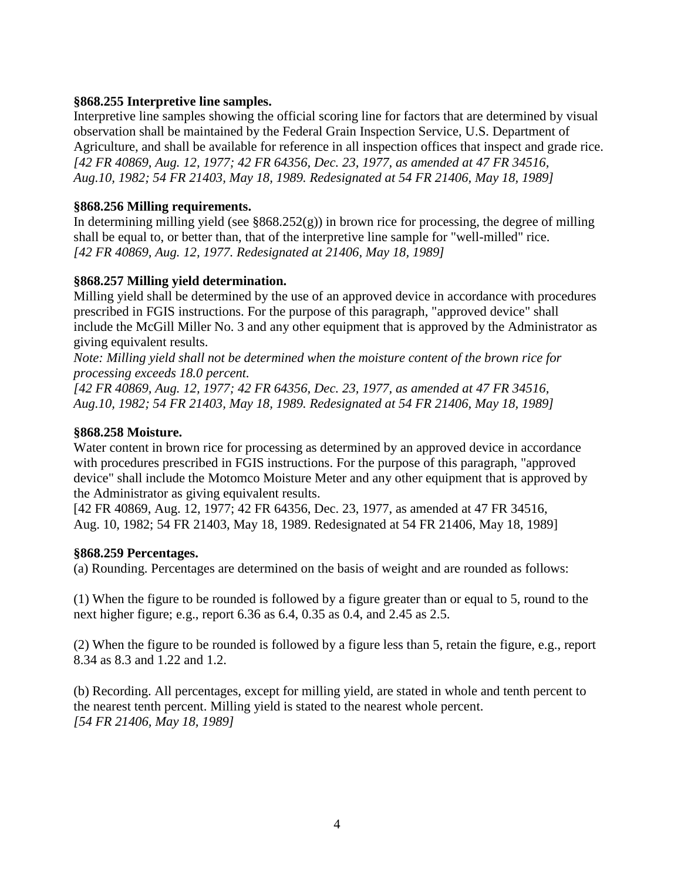**§868.255 Interpretive line samples.**

Interpretive line samples showing the official scoring line for factors that are determined by visual observation shall be maintained by the Federal Grain Inspection Service, U.S. Department of Agriculture, and shall be available for reference in all inspection offices that inspect and grade rice.

*[42 FR 40869, Aug. 12, 1977; 42 FR 64356, Dec. 23, 1977, as amended at 47 FR 34516, Aug.10, 1982; 54 FR 21403, May 18, 1989. Redesignated at 54 FR 21406, May 18, 1989]*

**§868.256 Milling requirements.**

In determining milling yield (see §868.252(g)) in brown rice for processing, the degree of milling shall be equal to, or better than, that of the interpretive line sample for "well-milled" rice.

*[42 FR 40869, Aug. 12, 1977. Redesignated at 21406, May 18, 1989]*

**§868.257 Milling yield determination.**

Milling yield shall be determined by the use of an approved device in accordance with procedures prescribed in FGIS instructions. For the purpose of this paragraph, "approved device" shall include the McGill Miller No. 3 and any other equipment that is approved by the Administrator as giving equivalent results.

*Note: Milling yield shall not be determined when the moisture content of the brown rice for processing exceeds 18.0 percent.*

*[42 FR 40869, Aug. 12, 1977; 42 FR 64356, Dec. 23, 1977, as amended at 47 FR 34516, Aug.10, 1982; 54 FR 21403, May 18, 1989. Redesignated at 54 FR 21406, May 18, 1989]*

**§868.258 Moisture.**

Water content in brown rice for processing as determined by an approved device in accordance with procedures prescribed in FGIS instructions. For the purpose of this paragraph, "approved device" shall include the Motomco Moisture Meter and any other equipment that is approved by the Administrator as giving equivalent results.

[42 FR 40869, Aug. 12, 1977; 42 FR 64356, Dec. 23, 1977, as amended at 47 FR 34516, Aug. 10, 1982; 54 FR 21403, May 18, 1989. Redesignated at 54 FR 21406, May 18, 1989]

**§868.259 Percentages.**

(a) Rounding. Percentages are determined on the basis of weight and are rounded as follows:

(1) When the figure to be rounded is followed by a figure greater than or equal to 5, round to the next higher figure; e.g., report 6.36 as 6.4, 0.35 as 0.4, and 2.45 as 2.5.

(2) When the figure to be rounded is followed by a figure less than 5, retain the figure, e.g., report 8.34 as 8.3 and 1.22 and 1.2.

(b) Recording. All percentages, except for milling yield, are stated in whole and tenth percent to the nearest tenth percent. Milling yield is stated to the nearest whole percent.

*[54 FR 21406, May 18, 1989]*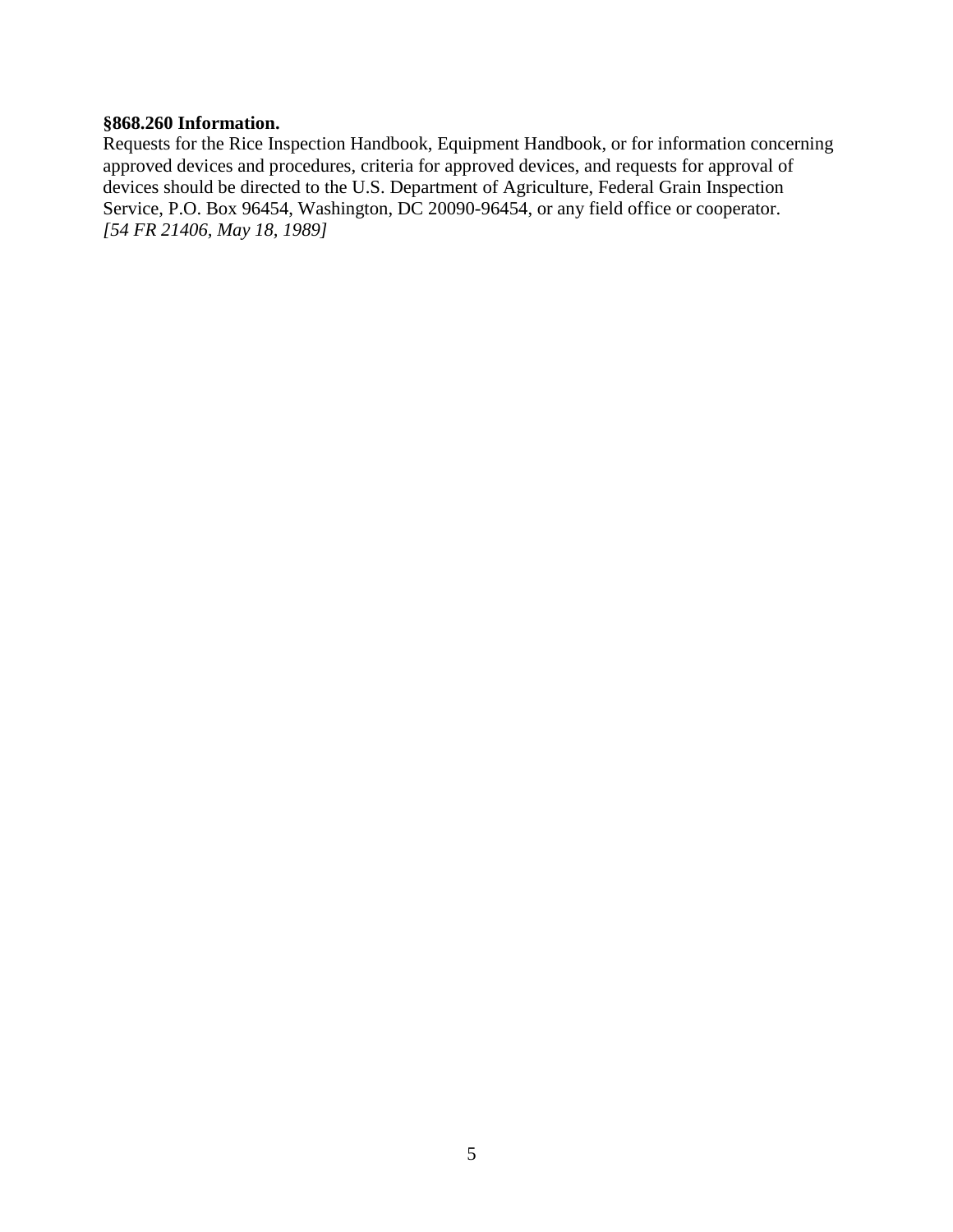**§868.260 Information.**

Requests for the Rice Inspection Handbook, Equipment Handbook, or for information concerning approved devices and procedures, criteria for approved devices, and requests for approval of devices should be directed to the U.S. Department of Agriculture, Federal Grain Inspection Service, P.O. Box 96454, Washington, DC 20090-96454, or any field office or cooperator.

*[54 FR 21406, May 18, 1989]*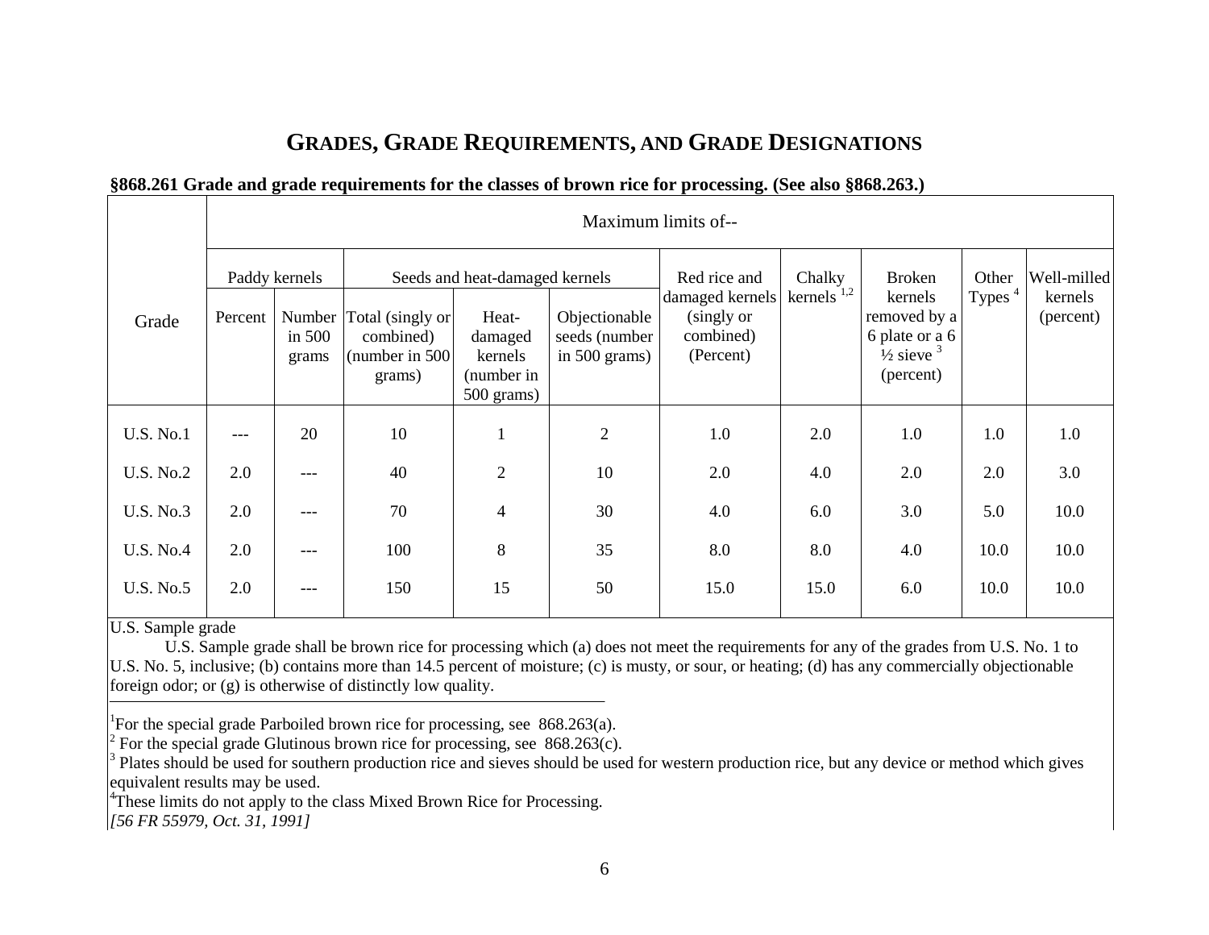# GRADES, GRADE REQUIREMENTS, AND GRADE DESIGNATIONS

**§868.261 Grade and grade requirements for the classes of brown rice for processing. (See also §868.263.)**

| Grade | Maximum limits of-- | | | | | | | | | |
|---|---|---|---|---|---|---|---|---|---|---|
| | Paddy kernels | | Seeds and heat-damaged kernels | | | Red rice and damaged kernels (singly or combined) (Percent) | Chalky kernels [1,2] | Broken kernels removed by a 6 plate or a 6 ½ sieve [3] (percent) | Other Types [4] | Well-milled kernels (percent) |
| | Percent | Number in 500 grams | Total (singly or combined) (number in 500 grams) | Heat-damaged kernels (number in 500 grams) | Objectionable seeds (number in 500 grams) | | | | | |
| U.S. No.1 | --- | 20 | 10 | 1 | 2 | 1.0 | 2.0 | 1.0 | 1.0 | 1.0 |
| U.S. No.2 | 2.0 | --- | 40 | 2 | 10 | 2.0 | 4.0 | 2.0 | 2.0 | 3.0 |
| U.S. No.3 | 2.0 | --- | 70 | 4 | 30 | 4.0 | 6.0 | 3.0 | 5.0 | 10.0 |
| U.S. No.4 | 2.0 | --- | 100 | 8 | 35 | 8.0 | 8.0 | 4.0 | 10.0 | 10.0 |
| U.S. No.5 | 2.0 | --- | 150 | 15 | 50 | 15.0 | 15.0 | 6.0 | 10.0 | 10.0 |

U.S. Sample grade

U.S. Sample grade shall be brown rice for processing which (a) does not meet the requirements for any of the grades from U.S. No. 1 to U.S. No. 5, inclusive; (b) contains more than 14.5 percent of moisture; (c) is musty, or sour, or heating; (d) has any commercially objectionable foreign odor; or (g) is otherwise of distinctly low quality.

---

[1] For the special grade Parboiled brown rice for processing, see 868.263(a).

[2] For the special grade Glutinous brown rice for processing, see 868.263(c).

[3] Plates should be used for southern production rice and sieves should be used for western production rice, but any device or method which gives equivalent results may be used.

[4] These limits do not apply to the class Mixed Brown Rice for Processing.

*[56 FR 55979, Oct. 31, 1991]*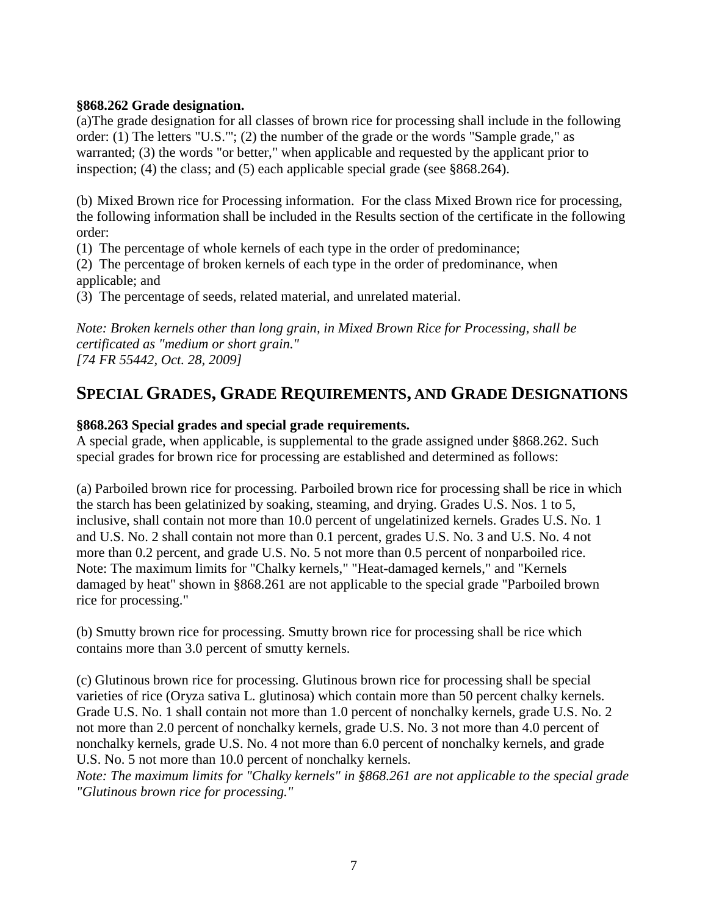**§868.262 Grade designation.**

(a)The grade designation for all classes of brown rice for processing shall include in the following order: (1) The letters "U.S."'; (2) the number of the grade or the words "Sample grade," as warranted; (3) the words "or better," when applicable and requested by the applicant prior to inspection; (4) the class; and (5) each applicable special grade (see §868.264).

(b) Mixed Brown rice for Processing information. For the class Mixed Brown rice for processing, the following information shall be included in the Results section of the certificate in the following order:

(1) The percentage of whole kernels of each type in the order of predominance;

(2) The percentage of broken kernels of each type in the order of predominance, when applicable; and

(3) The percentage of seeds, related material, and unrelated material.

*Note: Broken kernels other than long grain, in Mixed Brown Rice for Processing, shall be certificated as "medium or short grain."*
*[74 FR 55442, Oct. 28, 2009]*

## SPECIAL GRADES, GRADE REQUIREMENTS, AND GRADE DESIGNATIONS

**§868.263 Special grades and special grade requirements.**

A special grade, when applicable, is supplemental to the grade assigned under §868.262. Such special grades for brown rice for processing are established and determined as follows:

(a) Parboiled brown rice for processing. Parboiled brown rice for processing shall be rice in which the starch has been gelatinized by soaking, steaming, and drying. Grades U.S. Nos. 1 to 5, inclusive, shall contain not more than 10.0 percent of ungelatinized kernels. Grades U.S. No. 1 and U.S. No. 2 shall contain not more than 0.1 percent, grades U.S. No. 3 and U.S. No. 4 not more than 0.2 percent, and grade U.S. No. 5 not more than 0.5 percent of nonparboiled rice. Note: The maximum limits for "Chalky kernels," "Heat-damaged kernels," and "Kernels damaged by heat" shown in §868.261 are not applicable to the special grade "Parboiled brown rice for processing."

(b) Smutty brown rice for processing. Smutty brown rice for processing shall be rice which contains more than 3.0 percent of smutty kernels.

(c) Glutinous brown rice for processing. Glutinous brown rice for processing shall be special varieties of rice (Oryza sativa L. glutinosa) which contain more than 50 percent chalky kernels. Grade U.S. No. 1 shall contain not more than 1.0 percent of nonchalky kernels, grade U.S. No. 2 not more than 2.0 percent of nonchalky kernels, grade U.S. No. 3 not more than 4.0 percent of nonchalky kernels, grade U.S. No. 4 not more than 6.0 percent of nonchalky kernels, and grade U.S. No. 5 not more than 10.0 percent of nonchalky kernels.

*Note: The maximum limits for "Chalky kernels" in §868.261 are not applicable to the special grade "Glutinous brown rice for processing."*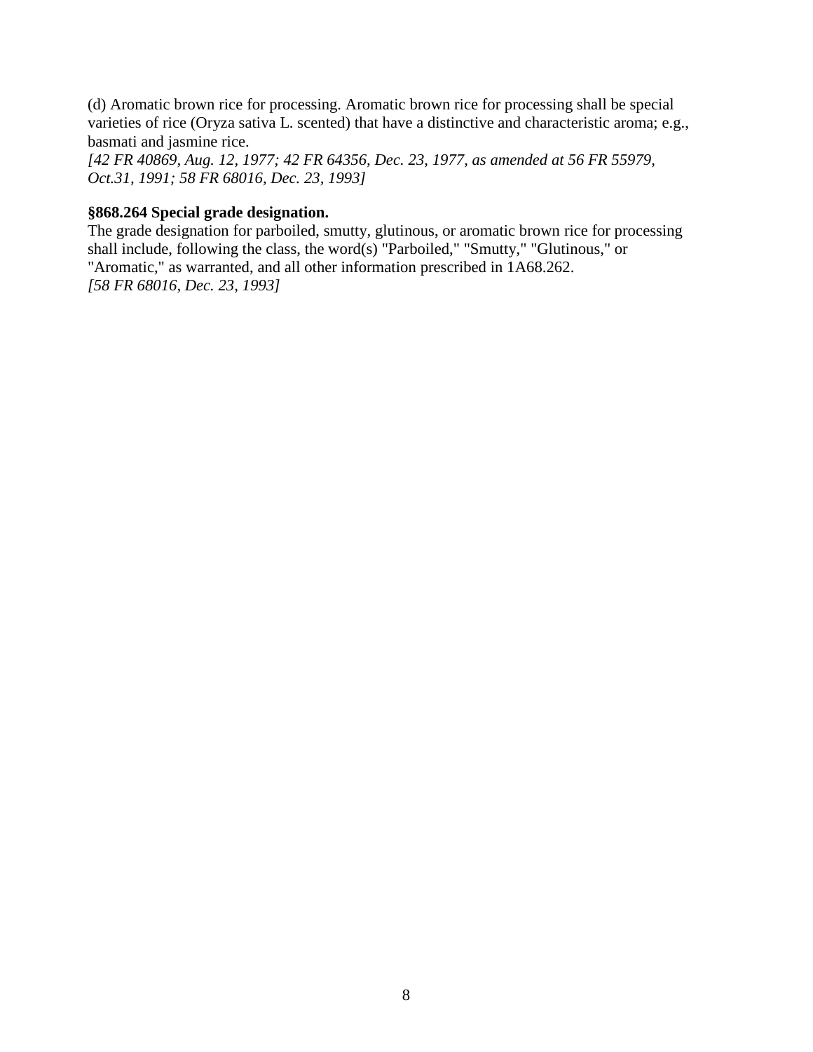(d) Aromatic brown rice for processing. Aromatic brown rice for processing shall be special varieties of rice (Oryza sativa L. scented) that have a distinctive and characteristic aroma; e.g., basmati and jasmine rice.
*[42 FR 40869, Aug. 12, 1977; 42 FR 64356, Dec. 23, 1977, as amended at 56 FR 55979, Oct.31, 1991; 58 FR 68016, Dec. 23, 1993]*

**§868.264 Special grade designation.**

The grade designation for parboiled, smutty, glutinous, or aromatic brown rice for processing shall include, following the class, the word(s) "Parboiled," "Smutty," "Glutinous," or "Aromatic," as warranted, and all other information prescribed in 1A68.262.
*[58 FR 68016, Dec. 23, 1993]*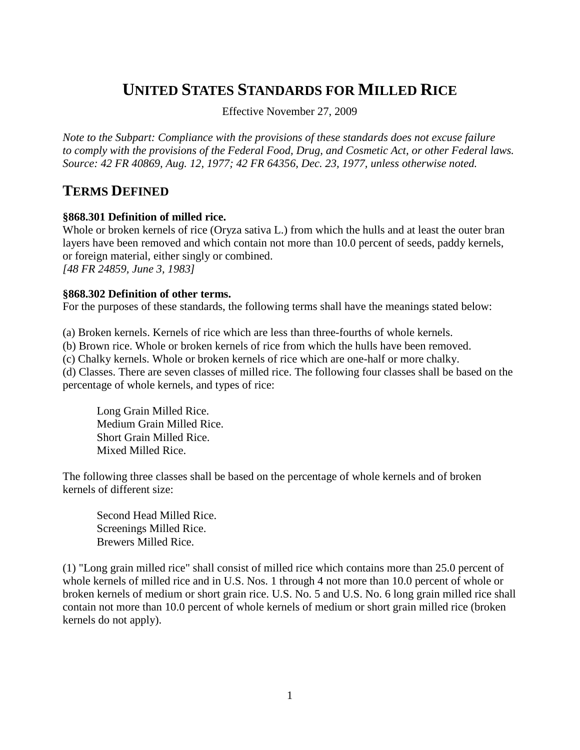# UNITED STATES STANDARDS FOR MILLED RICE

Effective November 27, 2009

*Note to the Subpart: Compliance with the provisions of these standards does not excuse failure to comply with the provisions of the Federal Food, Drug, and Cosmetic Act, or other Federal laws. Source: 42 FR 40869, Aug. 12, 1977; 42 FR 64356, Dec. 23, 1977, unless otherwise noted.*

## TERMS DEFINED

**§868.301 Definition of milled rice.**
Whole or broken kernels of rice (Oryza sativa L.) from which the hulls and at least the outer bran layers have been removed and which contain not more than 10.0 percent of seeds, paddy kernels, or foreign material, either singly or combined.
*[48 FR 24859, June 3, 1983]*

**§868.302 Definition of other terms.**
For the purposes of these standards, the following terms shall have the meanings stated below:

(a) Broken kernels. Kernels of rice which are less than three-fourths of whole kernels.
(b) Brown rice. Whole or broken kernels of rice from which the hulls have been removed.
(c) Chalky kernels. Whole or broken kernels of rice which are one-half or more chalky.
(d) Classes. There are seven classes of milled rice. The following four classes shall be based on the percentage of whole kernels, and types of rice:

Long Grain Milled Rice.
Medium Grain Milled Rice.
Short Grain Milled Rice.
Mixed Milled Rice.

The following three classes shall be based on the percentage of whole kernels and of broken kernels of different size:

Second Head Milled Rice.
Screenings Milled Rice.
Brewers Milled Rice.

(1) "Long grain milled rice" shall consist of milled rice which contains more than 25.0 percent of whole kernels of milled rice and in U.S. Nos. 1 through 4 not more than 10.0 percent of whole or broken kernels of medium or short grain rice. U.S. No. 5 and U.S. No. 6 long grain milled rice shall contain not more than 10.0 percent of whole kernels of medium or short grain milled rice (broken kernels do not apply).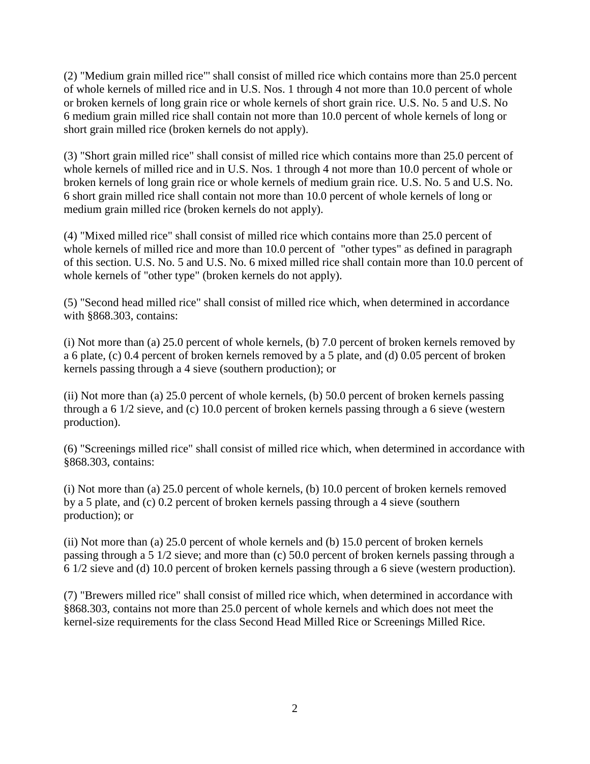(2) "Medium grain milled rice"' shall consist of milled rice which contains more than 25.0 percent of whole kernels of milled rice and in U.S. Nos. 1 through 4 not more than 10.0 percent of whole or broken kernels of long grain rice or whole kernels of short grain rice. U.S. No. 5 and U.S. No 6 medium grain milled rice shall contain not more than 10.0 percent of whole kernels of long or short grain milled rice (broken kernels do not apply).

(3) "Short grain milled rice" shall consist of milled rice which contains more than 25.0 percent of whole kernels of milled rice and in U.S. Nos. 1 through 4 not more than 10.0 percent of whole or broken kernels of long grain rice or whole kernels of medium grain rice. U.S. No. 5 and U.S. No. 6 short grain milled rice shall contain not more than 10.0 percent of whole kernels of long or medium grain milled rice (broken kernels do not apply).

(4) "Mixed milled rice" shall consist of milled rice which contains more than 25.0 percent of whole kernels of milled rice and more than 10.0 percent of "other types" as defined in paragraph of this section. U.S. No. 5 and U.S. No. 6 mixed milled rice shall contain more than 10.0 percent of whole kernels of "other type" (broken kernels do not apply).

(5) "Second head milled rice" shall consist of milled rice which, when determined in accordance with §868.303, contains:

(i) Not more than (a) 25.0 percent of whole kernels, (b) 7.0 percent of broken kernels removed by a 6 plate, (c) 0.4 percent of broken kernels removed by a 5 plate, and (d) 0.05 percent of broken kernels passing through a 4 sieve (southern production); or

(ii) Not more than (a) 25.0 percent of whole kernels, (b) 50.0 percent of broken kernels passing through a 6 1/2 sieve, and (c) 10.0 percent of broken kernels passing through a 6 sieve (western production).

(6) "Screenings milled rice" shall consist of milled rice which, when determined in accordance with §868.303, contains:

(i) Not more than (a) 25.0 percent of whole kernels, (b) 10.0 percent of broken kernels removed by a 5 plate, and (c) 0.2 percent of broken kernels passing through a 4 sieve (southern production); or

(ii) Not more than (a) 25.0 percent of whole kernels and (b) 15.0 percent of broken kernels passing through a 5 1/2 sieve; and more than (c) 50.0 percent of broken kernels passing through a 6 1/2 sieve and (d) 10.0 percent of broken kernels passing through a 6 sieve (western production).

(7) "Brewers milled rice" shall consist of milled rice which, when determined in accordance with §868.303, contains not more than 25.0 percent of whole kernels and which does not meet the kernel-size requirements for the class Second Head Milled Rice or Screenings Milled Rice.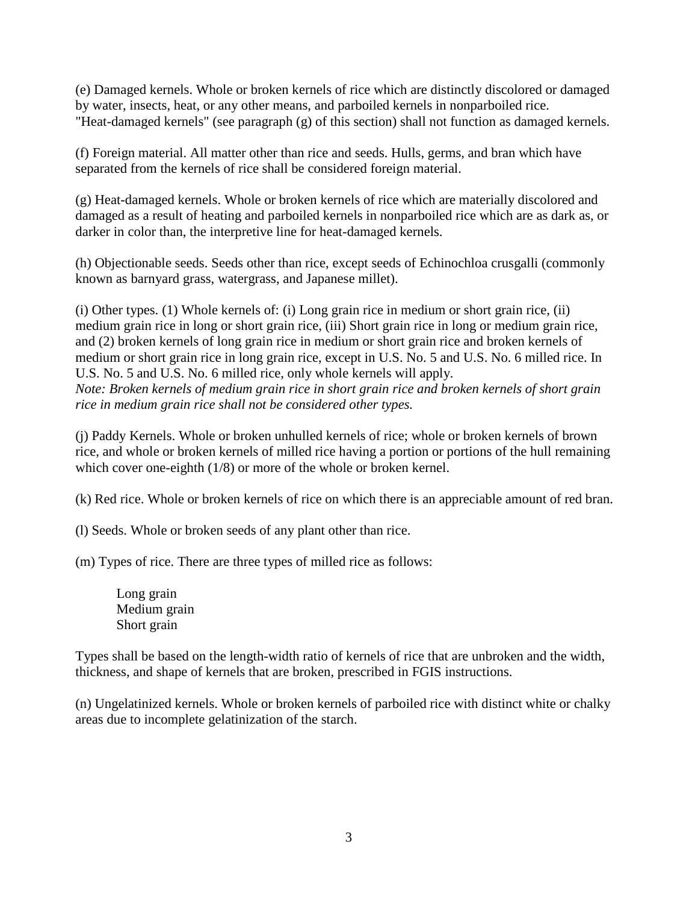(e) Damaged kernels. Whole or broken kernels of rice which are distinctly discolored or damaged by water, insects, heat, or any other means, and parboiled kernels in nonparboiled rice. "Heat-damaged kernels" (see paragraph (g) of this section) shall not function as damaged kernels.

(f) Foreign material. All matter other than rice and seeds. Hulls, germs, and bran which have separated from the kernels of rice shall be considered foreign material.

(g) Heat-damaged kernels. Whole or broken kernels of rice which are materially discolored and damaged as a result of heating and parboiled kernels in nonparboiled rice which are as dark as, or darker in color than, the interpretive line for heat-damaged kernels.

(h) Objectionable seeds. Seeds other than rice, except seeds of Echinochloa crusgalli (commonly known as barnyard grass, watergrass, and Japanese millet).

(i) Other types. (1) Whole kernels of: (i) Long grain rice in medium or short grain rice, (ii) medium grain rice in long or short grain rice, (iii) Short grain rice in long or medium grain rice, and (2) broken kernels of long grain rice in medium or short grain rice and broken kernels of medium or short grain rice in long grain rice, except in U.S. No. 5 and U.S. No. 6 milled rice. In U.S. No. 5 and U.S. No. 6 milled rice, only whole kernels will apply.
*Note: Broken kernels of medium grain rice in short grain rice and broken kernels of short grain rice in medium grain rice shall not be considered other types.*

(j) Paddy Kernels. Whole or broken unhulled kernels of rice; whole or broken kernels of brown rice, and whole or broken kernels of milled rice having a portion or portions of the hull remaining which cover one-eighth (1/8) or more of the whole or broken kernel.

(k) Red rice. Whole or broken kernels of rice on which there is an appreciable amount of red bran.

(l) Seeds. Whole or broken seeds of any plant other than rice.

(m) Types of rice. There are three types of milled rice as follows:

Long grain
Medium grain
Short grain

Types shall be based on the length-width ratio of kernels of rice that are unbroken and the width, thickness, and shape of kernels that are broken, prescribed in FGIS instructions.

(n) Ungelatinized kernels. Whole or broken kernels of parboiled rice with distinct white or chalky areas due to incomplete gelatinization of the starch.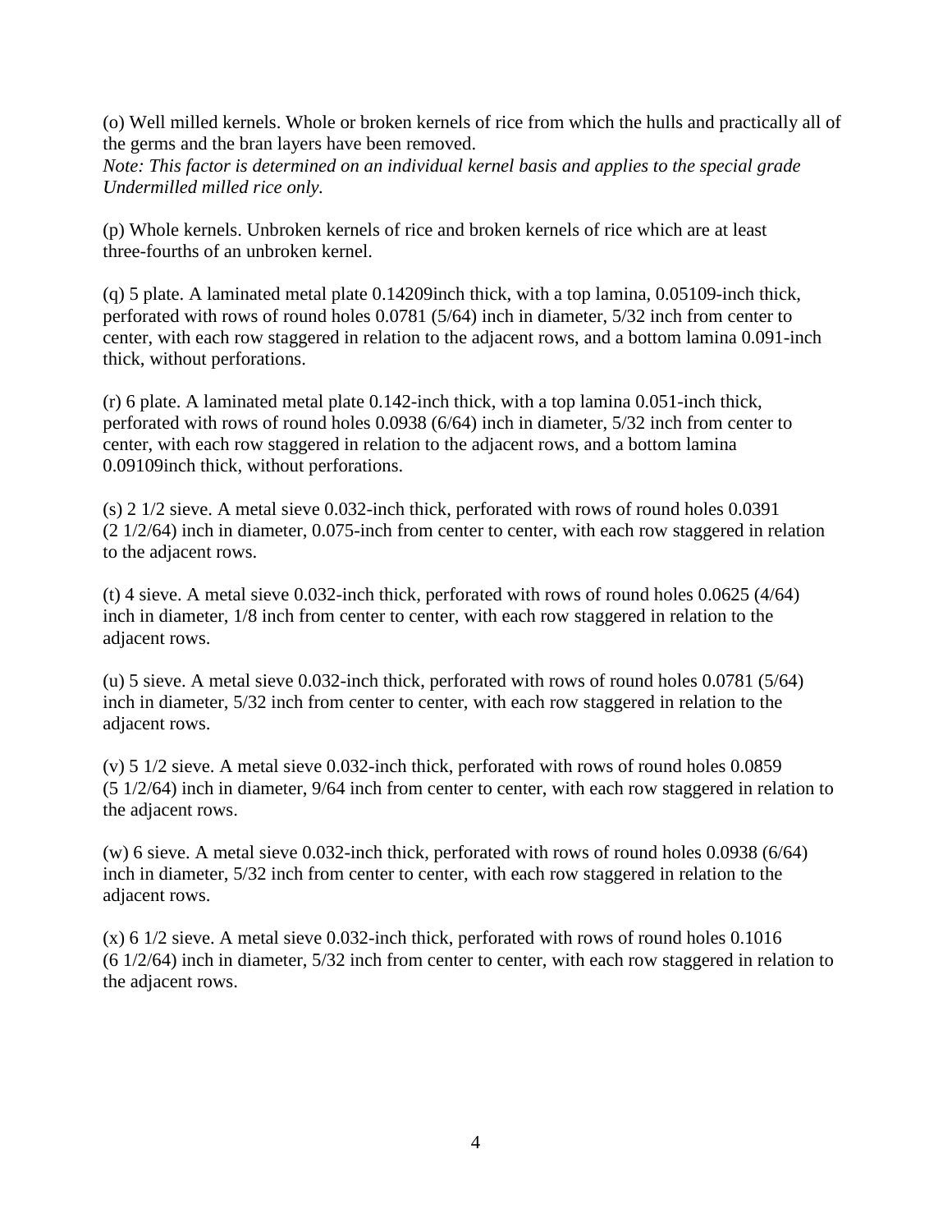(o) Well milled kernels. Whole or broken kernels of rice from which the hulls and practically all of the germs and the bran layers have been removed.
*Note: This factor is determined on an individual kernel basis and applies to the special grade Undermilled milled rice only.*

(p) Whole kernels. Unbroken kernels of rice and broken kernels of rice which are at least three-fourths of an unbroken kernel.

(q) 5 plate. A laminated metal plate 0.14209inch thick, with a top lamina, 0.05109-inch thick, perforated with rows of round holes 0.0781 (5/64) inch in diameter, 5/32 inch from center to center, with each row staggered in relation to the adjacent rows, and a bottom lamina 0.091-inch thick, without perforations.

(r) 6 plate. A laminated metal plate 0.142-inch thick, with a top lamina 0.051-inch thick, perforated with rows of round holes 0.0938 (6/64) inch in diameter, 5/32 inch from center to center, with each row staggered in relation to the adjacent rows, and a bottom lamina 0.09109inch thick, without perforations.

(s) 2 1/2 sieve. A metal sieve 0.032-inch thick, perforated with rows of round holes 0.0391 (2 1/2/64) inch in diameter, 0.075-inch from center to center, with each row staggered in relation to the adjacent rows.

(t) 4 sieve. A metal sieve 0.032-inch thick, perforated with rows of round holes 0.0625 (4/64) inch in diameter, 1/8 inch from center to center, with each row staggered in relation to the adjacent rows.

(u) 5 sieve. A metal sieve 0.032-inch thick, perforated with rows of round holes 0.0781 (5/64) inch in diameter, 5/32 inch from center to center, with each row staggered in relation to the adjacent rows.

(v) 5 1/2 sieve. A metal sieve 0.032-inch thick, perforated with rows of round holes 0.0859 (5 1/2/64) inch in diameter, 9/64 inch from center to center, with each row staggered in relation to the adjacent rows.

(w) 6 sieve. A metal sieve 0.032-inch thick, perforated with rows of round holes 0.0938 (6/64) inch in diameter, 5/32 inch from center to center, with each row staggered in relation to the adjacent rows.

(x) 6 1/2 sieve. A metal sieve 0.032-inch thick, perforated with rows of round holes 0.1016 (6 1/2/64) inch in diameter, 5/32 inch from center to center, with each row staggered in relation to the adjacent rows.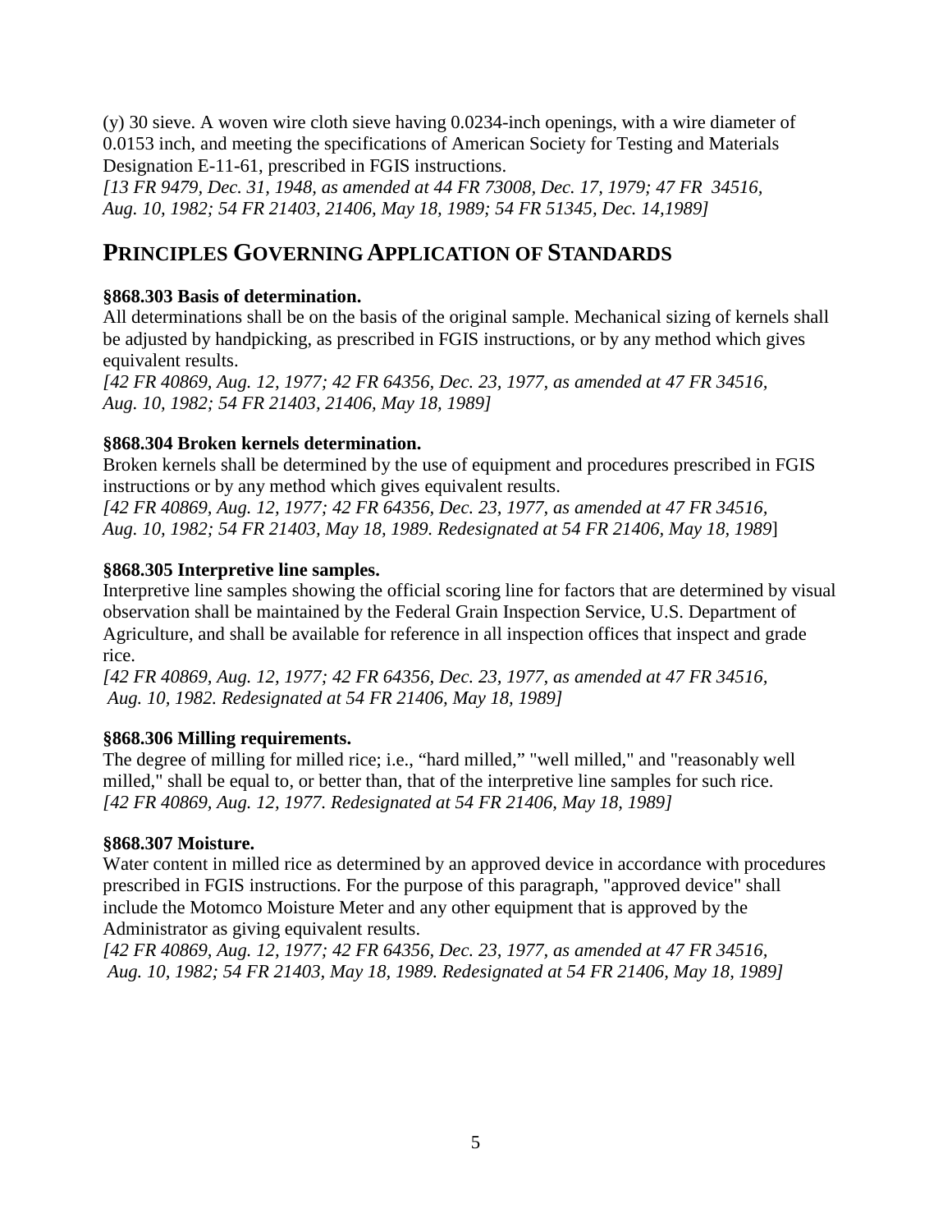(y) 30 sieve. A woven wire cloth sieve having 0.0234-inch openings, with a wire diameter of 0.0153 inch, and meeting the specifications of American Society for Testing and Materials Designation E-11-61, prescribed in FGIS instructions.
*[13 FR 9479, Dec. 31, 1948, as amended at 44 FR 73008, Dec. 17, 1979; 47 FR 34516, Aug. 10, 1982; 54 FR 21403, 21406, May 18, 1989; 54 FR 51345, Dec. 14,1989]*

## PRINCIPLES GOVERNING APPLICATION OF STANDARDS

**§868.303 Basis of determination.**
All determinations shall be on the basis of the original sample. Mechanical sizing of kernels shall be adjusted by handpicking, as prescribed in FGIS instructions, or by any method which gives equivalent results.
*[42 FR 40869, Aug. 12, 1977; 42 FR 64356, Dec. 23, 1977, as amended at 47 FR 34516, Aug. 10, 1982; 54 FR 21403, 21406, May 18, 1989]*

**§868.304 Broken kernels determination.**
Broken kernels shall be determined by the use of equipment and procedures prescribed in FGIS instructions or by any method which gives equivalent results.
*[42 FR 40869, Aug. 12, 1977; 42 FR 64356, Dec. 23, 1977, as amended at 47 FR 34516, Aug. 10, 1982; 54 FR 21403, May 18, 1989. Redesignated at 54 FR 21406, May 18, 1989]*

**§868.305 Interpretive line samples.**
Interpretive line samples showing the official scoring line for factors that are determined by visual observation shall be maintained by the Federal Grain Inspection Service, U.S. Department of Agriculture, and shall be available for reference in all inspection offices that inspect and grade rice.
*[42 FR 40869, Aug. 12, 1977; 42 FR 64356, Dec. 23, 1977, as amended at 47 FR 34516, Aug. 10, 1982. Redesignated at 54 FR 21406, May 18, 1989]*

**§868.306 Milling requirements.**
The degree of milling for milled rice; i.e., "hard milled," "well milled," and "reasonably well milled," shall be equal to, or better than, that of the interpretive line samples for such rice.
*[42 FR 40869, Aug. 12, 1977. Redesignated at 54 FR 21406, May 18, 1989]*

**§868.307 Moisture.**
Water content in milled rice as determined by an approved device in accordance with procedures prescribed in FGIS instructions. For the purpose of this paragraph, "approved device" shall include the Motomco Moisture Meter and any other equipment that is approved by the Administrator as giving equivalent results.
*[42 FR 40869, Aug. 12, 1977; 42 FR 64356, Dec. 23, 1977, as amended at 47 FR 34516, Aug. 10, 1982; 54 FR 21403, May 18, 1989. Redesignated at 54 FR 21406, May 18, 1989]*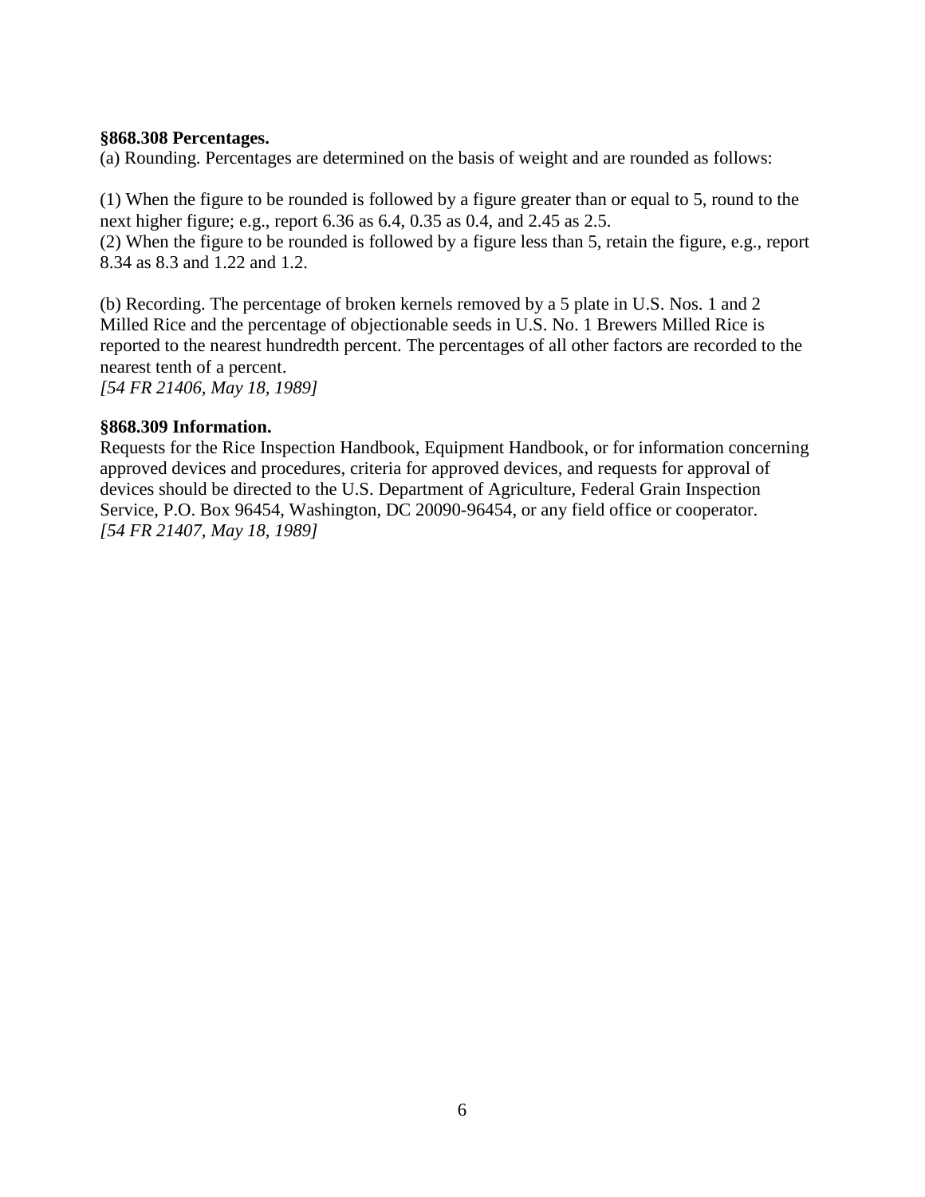**§868.308 Percentages.**

(a) Rounding. Percentages are determined on the basis of weight and are rounded as follows:

(1) When the figure to be rounded is followed by a figure greater than or equal to 5, round to the next higher figure; e.g., report 6.36 as 6.4, 0.35 as 0.4, and 2.45 as 2.5.
(2) When the figure to be rounded is followed by a figure less than 5, retain the figure, e.g., report 8.34 as 8.3 and 1.22 and 1.2.

(b) Recording. The percentage of broken kernels removed by a 5 plate in U.S. Nos. 1 and 2 Milled Rice and the percentage of objectionable seeds in U.S. No. 1 Brewers Milled Rice is reported to the nearest hundredth percent. The percentages of all other factors are recorded to the nearest tenth of a percent.
*[54 FR 21406, May 18, 1989]*

**§868.309 Information.**

Requests for the Rice Inspection Handbook, Equipment Handbook, or for information concerning approved devices and procedures, criteria for approved devices, and requests for approval of devices should be directed to the U.S. Department of Agriculture, Federal Grain Inspection Service, P.O. Box 96454, Washington, DC 20090-96454, or any field office or cooperator.
*[54 FR 21407, May 18, 1989]*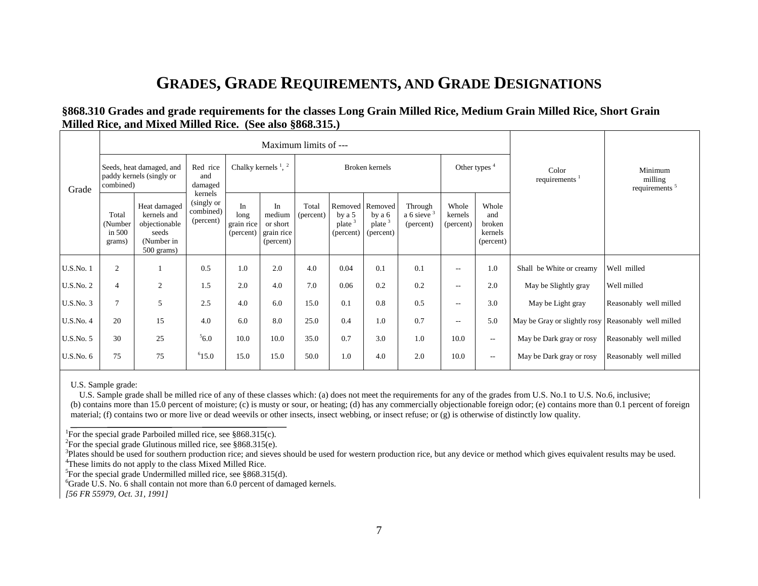# GRADES, GRADE REQUIREMENTS, AND GRADE DESIGNATIONS

**§868.310 Grades and grade requirements for the classes Long Grain Milled Rice, Medium Grain Milled Rice, Short Grain Milled Rice, and Mixed Milled Rice. (See also §868.315.)**

| Grade | Maximum limits of --- | | | | | | | | | | | | Color requirements [1] | Minimum milling requirements [5] |
|---|---|---|---|---|---|---|---|---|---|---|---|---|---|---|
| | Seeds, heat damaged, and paddy kernels (singly or combined) | | Red rice and damaged kernels (singly or combined) (percent) | Chalky kernels [1], [2] | | Broken kernels | | | | Other types [4] | | | | |
| | Total (Number in 500 grams) | Heat damaged kernels and objectionable seeds (Number in 500 grams) | | In long grain rice (percent) | In medium or short grain rice (percent) | Total (percent) | Removed by a 5 plate [3] (percent) | Removed by a 6 plate [3] (percent) | Through a 6 sieve [3] (percent) | Whole kernels (percent) | Whole and broken kernels (percent) | | | |
| U.S.No. 1 | 2 | 1 | 0.5 | 1.0 | 2.0 | 4.0 | 0.04 | 0.1 | 0.1 | -- | 1.0 | Shall be White or creamy | Well milled |
| U.S.No. 2 | 4 | 2 | 1.5 | 2.0 | 4.0 | 7.0 | 0.06 | 0.2 | 0.2 | -- | 2.0 | May be Slightly gray | Well milled |
| U.S.No. 3 | 7 | 5 | 2.5 | 4.0 | 6.0 | 15.0 | 0.1 | 0.8 | 0.5 | -- | 3.0 | May be Light gray | Reasonably well milled |
| U.S.No. 4 | 20 | 15 | 4.0 | 6.0 | 8.0 | 25.0 | 0.4 | 1.0 | 0.7 | -- | 5.0 | May be Gray or slightly rosy | Reasonably well milled |
| U.S.No. 5 | 30 | 25 | [5]6.0 | 10.0 | 10.0 | 35.0 | 0.7 | 3.0 | 1.0 | 10.0 | -- | May be Dark gray or rosy | Reasonably well milled |
| U.S.No. 6 | 75 | 75 | [6]15.0 | 15.0 | 15.0 | 50.0 | 1.0 | 4.0 | 2.0 | 10.0 | -- | May be Dark gray or rosy | Reasonably well milled |

U.S. Sample grade:

U.S. Sample grade shall be milled rice of any of these classes which: (a) does not meet the requirements for any of the grades from U.S. No.1 to U.S. No.6, inclusive; (b) contains more than 15.0 percent of moisture; (c) is musty or sour, or heating; (d) has any commercially objectionable foreign odor; (e) contains more than 0.1 percent of foreign material; (f) contains two or more live or dead weevils or other insects, insect webbing, or insect refuse; or (g) is otherwise of distinctly low quality.

[1]For the special grade Parboiled milled rice, see §868.315(c).
[2]For the special grade Glutinous milled rice, see §868.315(e).
[3]Plates should be used for southern production rice; and sieves should be used for western production rice, but any device or method which gives equivalent results may be used.
[4]These limits do not apply to the class Mixed Milled Rice.
[5]For the special grade Undermilled milled rice, see §868.315(d).
[6]Grade U.S. No. 6 shall contain not more than 6.0 percent of damaged kernels.
*[56 FR 55979, Oct. 31, 1991]*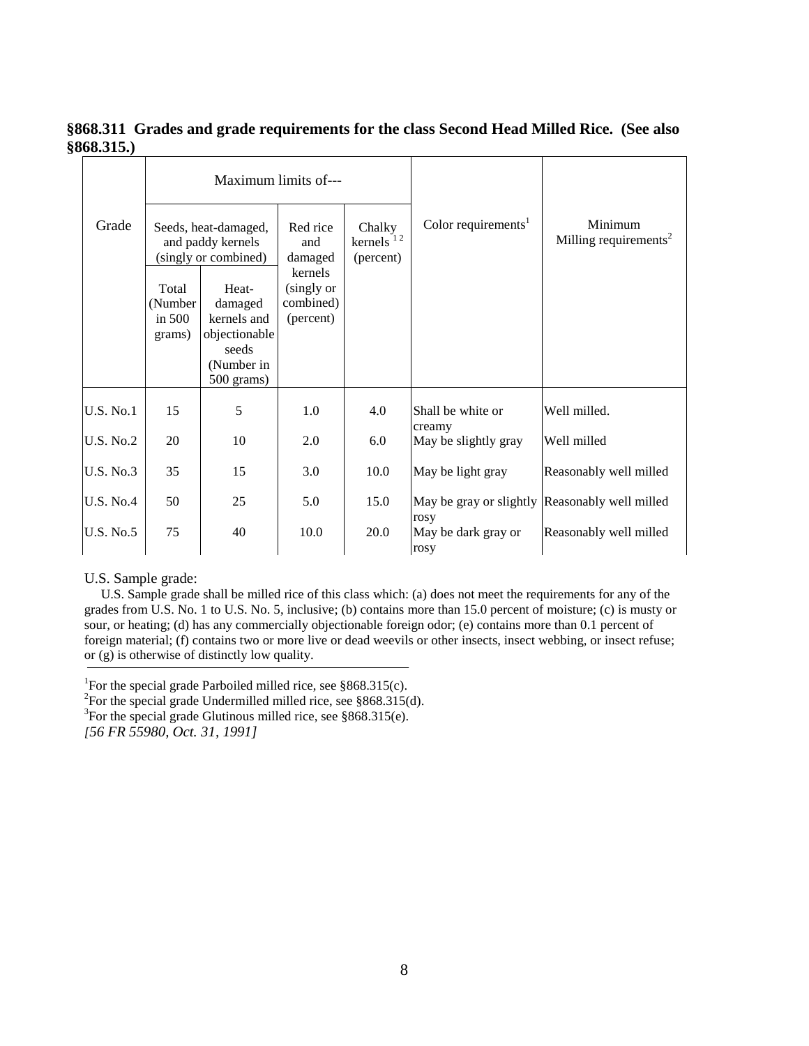**§868.311 Grades and grade requirements for the class Second Head Milled Rice. (See also §868.315.)**

| Grade | Maximum limits of--- | | | | Color requirements[1] | Minimum Milling requirements[2] |
|---|---|---|---|---|---|---|
| | Seeds, heat-damaged, and paddy kernels (singly or combined) | | Red rice and damaged kernels (singly or combined) (percent) | Chalky kernels [1 2] (percent) | | |
| | Total (Number in 500 grams) | Heat-damaged kernels and objectionable seeds (Number in 500 grams) | | | | |
| U.S. No.1 | 15 | 5 | 1.0 | 4.0 | Shall be white or creamy | Well milled. |
| U.S. No.2 | 20 | 10 | 2.0 | 6.0 | May be slightly gray | Well milled |
| U.S. No.3 | 35 | 15 | 3.0 | 10.0 | May be light gray | Reasonably well milled |
| U.S. No.4 | 50 | 25 | 5.0 | 15.0 | May be gray or slightly rosy | Reasonably well milled |
| U.S. No.5 | 75 | 40 | 10.0 | 20.0 | May be dark gray or rosy | Reasonably well milled |

U.S. Sample grade:

U.S. Sample grade shall be milled rice of this class which: (a) does not meet the requirements for any of the grades from U.S. No. 1 to U.S. No. 5, inclusive; (b) contains more than 15.0 percent of moisture; (c) is musty or sour, or heating; (d) has any commercially objectionable foreign odor; (e) contains more than 0.1 percent of foreign material; (f) contains two or more live or dead weevils or other insects, insect webbing, or insect refuse; or (g) is otherwise of distinctly low quality.

---

[1]For the special grade Parboiled milled rice, see §868.315(c).
[2]For the special grade Undermilled milled rice, see §868.315(d).
[3]For the special grade Glutinous milled rice, see §868.315(e).
*[56 FR 55980, Oct. 31, 1991]*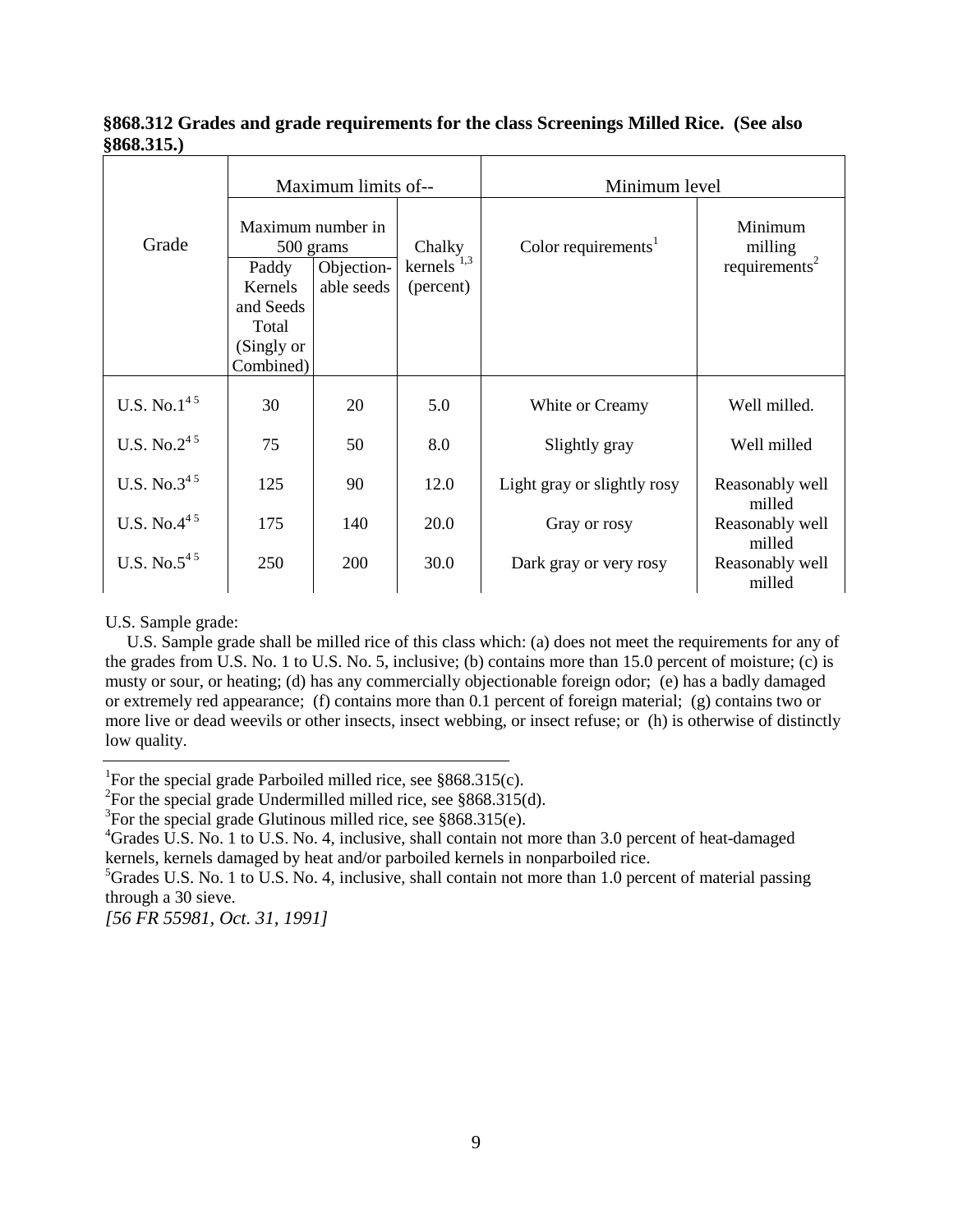**§868.312 Grades and grade requirements for the class Screenings Milled Rice. (See also §868.315.)**

| Grade | Maximum limits of-- | | | Minimum level | |
|---|---|---|---|---|---|
| | Maximum number in 500 grams | | Chalky kernels [1,3] (percent) | Color requirements[1] | Minimum milling requirements[2] |
| | Paddy Kernels and Seeds Total (Singly or Combined) | Objection-able seeds | | | |
| U.S. No.1[4 5] | 30 | 20 | 5.0 | White or Creamy | Well milled. |
| U.S. No.2[4 5] | 75 | 50 | 8.0 | Slightly gray | Well milled |
| U.S. No.3[4 5] | 125 | 90 | 12.0 | Light gray or slightly rosy | Reasonably well milled |
| U.S. No.4[4 5] | 175 | 140 | 20.0 | Gray or rosy | Reasonably well milled |
| U.S. No.5[4 5] | 250 | 200 | 30.0 | Dark gray or very rosy | Reasonably well milled |

U.S. Sample grade:

U.S. Sample grade shall be milled rice of this class which: (a) does not meet the requirements for any of the grades from U.S. No. 1 to U.S. No. 5, inclusive; (b) contains more than 15.0 percent of moisture; (c) is musty or sour, or heating; (d) has any commercially objectionable foreign odor; (e) has a badly damaged or extremely red appearance; (f) contains more than 0.1 percent of foreign material; (g) contains two or more live or dead weevils or other insects, insect webbing, or insect refuse; or (h) is otherwise of distinctly low quality.

---

[1]For the special grade Parboiled milled rice, see §868.315(c).

[2]For the special grade Undermilled milled rice, see §868.315(d).

[3]For the special grade Glutinous milled rice, see §868.315(e).

[4]Grades U.S. No. 1 to U.S. No. 4, inclusive, shall contain not more than 3.0 percent of heat-damaged kernels, kernels damaged by heat and/or parboiled kernels in nonparboiled rice.

[5]Grades U.S. No. 1 to U.S. No. 4, inclusive, shall contain not more than 1.0 percent of material passing through a 30 sieve.

*[56 FR 55981, Oct. 31, 1991]*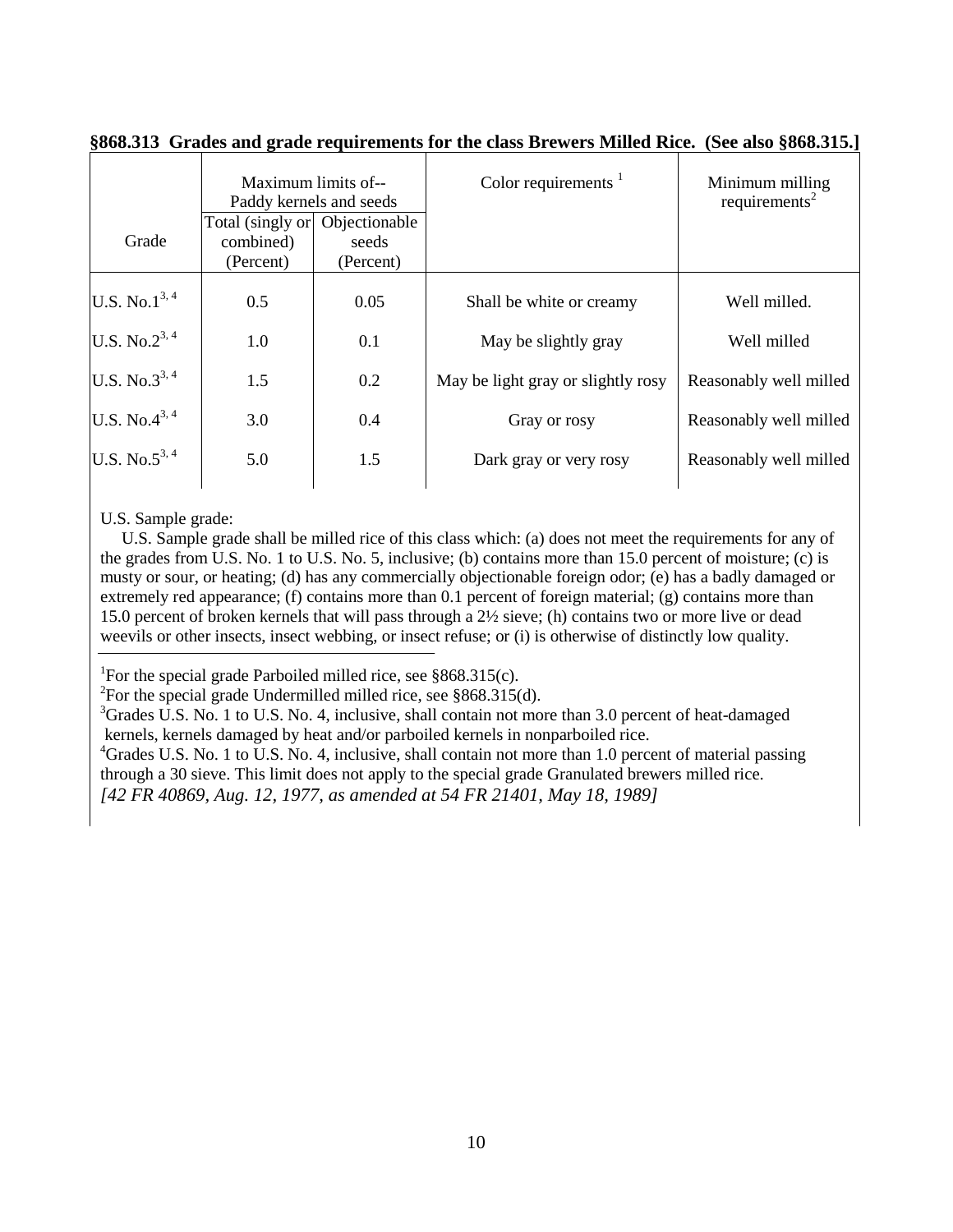**§868.313 Grades and grade requirements for the class Brewers Milled Rice. (See also §868.315.]**

| Grade | Maximum limits of-- Paddy kernels and seeds | | Color requirements [1] | Minimum milling requirements[2] |
|---|---|---|---|---|
| | Total (singly or combined) (Percent) | Objectionable seeds (Percent) | | |
| U.S. No.1[3, 4] | 0.5 | 0.05 | Shall be white or creamy | Well milled. |
| U.S. No.2[3, 4] | 1.0 | 0.1 | May be slightly gray | Well milled |
| U.S. No.3[3, 4] | 1.5 | 0.2 | May be light gray or slightly rosy | Reasonably well milled |
| U.S. No.4[3, 4] | 3.0 | 0.4 | Gray or rosy | Reasonably well milled |
| U.S. No.5[3, 4] | 5.0 | 1.5 | Dark gray or very rosy | Reasonably well milled |

U.S. Sample grade:

U.S. Sample grade shall be milled rice of this class which: (a) does not meet the requirements for any of the grades from U.S. No. 1 to U.S. No. 5, inclusive; (b) contains more than 15.0 percent of moisture; (c) is musty or sour, or heating; (d) has any commercially objectionable foreign odor; (e) has a badly damaged or extremely red appearance; (f) contains more than 0.1 percent of foreign material; (g) contains more than 15.0 percent of broken kernels that will pass through a 2½ sieve; (h) contains two or more live or dead weevils or other insects, insect webbing, or insect refuse; or (i) is otherwise of distinctly low quality.

---

[1]For the special grade Parboiled milled rice, see §868.315(c).
[2]For the special grade Undermilled milled rice, see §868.315(d).
[3]Grades U.S. No. 1 to U.S. No. 4, inclusive, shall contain not more than 3.0 percent of heat-damaged kernels, kernels damaged by heat and/or parboiled kernels in nonparboiled rice.
[4]Grades U.S. No. 1 to U.S. No. 4, inclusive, shall contain not more than 1.0 percent of material passing through a 30 sieve. This limit does not apply to the special grade Granulated brewers milled rice.
*[42 FR 40869, Aug. 12, 1977, as amended at 54 FR 21401, May 18, 1989]*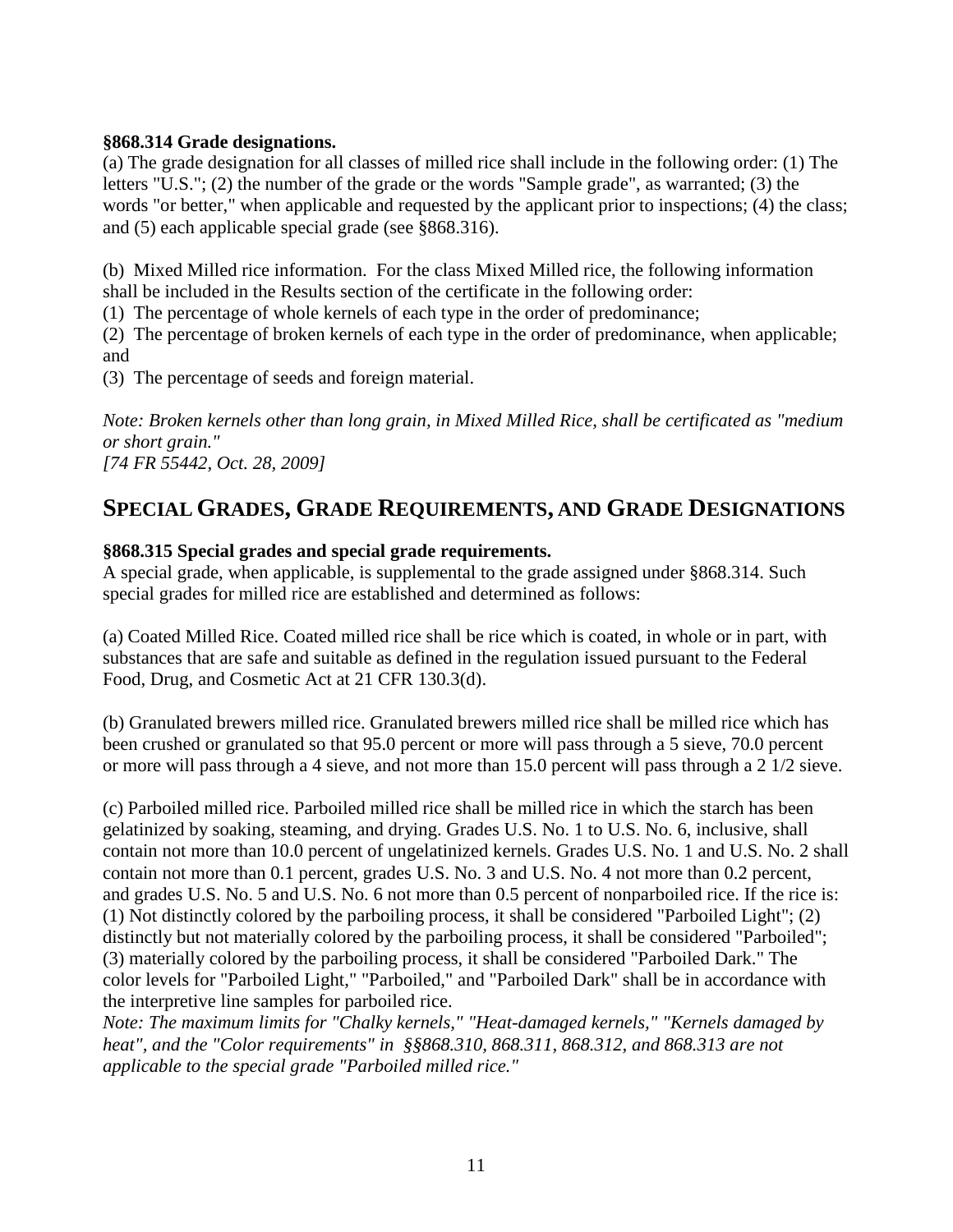**§868.314 Grade designations.**

(a) The grade designation for all classes of milled rice shall include in the following order: (1) The letters "U.S."; (2) the number of the grade or the words "Sample grade", as warranted; (3) the words "or better," when applicable and requested by the applicant prior to inspections; (4) the class; and (5) each applicable special grade (see §868.316).

(b) Mixed Milled rice information. For the class Mixed Milled rice, the following information shall be included in the Results section of the certificate in the following order:

(1) The percentage of whole kernels of each type in the order of predominance;

(2) The percentage of broken kernels of each type in the order of predominance, when applicable; and

(3) The percentage of seeds and foreign material.

*Note: Broken kernels other than long grain, in Mixed Milled Rice, shall be certificated as "medium or short grain."*
*[74 FR 55442, Oct. 28, 2009]*

## SPECIAL GRADES, GRADE REQUIREMENTS, AND GRADE DESIGNATIONS

**§868.315 Special grades and special grade requirements.**

A special grade, when applicable, is supplemental to the grade assigned under §868.314. Such special grades for milled rice are established and determined as follows:

(a) Coated Milled Rice. Coated milled rice shall be rice which is coated, in whole or in part, with substances that are safe and suitable as defined in the regulation issued pursuant to the Federal Food, Drug, and Cosmetic Act at 21 CFR 130.3(d).

(b) Granulated brewers milled rice. Granulated brewers milled rice shall be milled rice which has been crushed or granulated so that 95.0 percent or more will pass through a 5 sieve, 70.0 percent or more will pass through a 4 sieve, and not more than 15.0 percent will pass through a 2 1/2 sieve.

(c) Parboiled milled rice. Parboiled milled rice shall be milled rice in which the starch has been gelatinized by soaking, steaming, and drying. Grades U.S. No. 1 to U.S. No. 6, inclusive, shall contain not more than 10.0 percent of ungelatinized kernels. Grades U.S. No. 1 and U.S. No. 2 shall contain not more than 0.1 percent, grades U.S. No. 3 and U.S. No. 4 not more than 0.2 percent, and grades U.S. No. 5 and U.S. No. 6 not more than 0.5 percent of nonparboiled rice. If the rice is: (1) Not distinctly colored by the parboiling process, it shall be considered "Parboiled Light"; (2) distinctly but not materially colored by the parboiling process, it shall be considered "Parboiled"; (3) materially colored by the parboiling process, it shall be considered "Parboiled Dark." The color levels for "Parboiled Light," "Parboiled," and "Parboiled Dark" shall be in accordance with the interpretive line samples for parboiled rice.

*Note: The maximum limits for "Chalky kernels," "Heat-damaged kernels," "Kernels damaged by heat", and the "Color requirements" in §§868.310, 868.311, 868.312, and 868.313 are not applicable to the special grade "Parboiled milled rice."*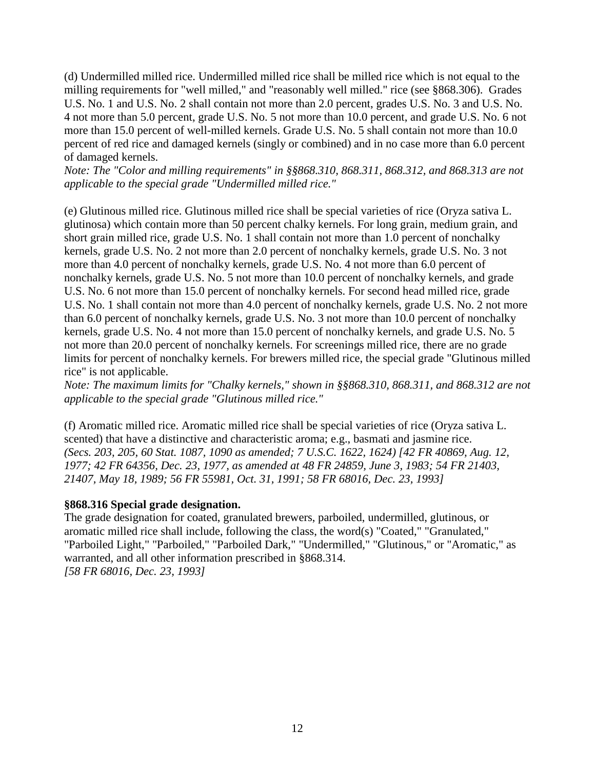(d) Undermilled milled rice. Undermilled milled rice shall be milled rice which is not equal to the milling requirements for "well milled," and "reasonably well milled." rice (see §868.306). Grades U.S. No. 1 and U.S. No. 2 shall contain not more than 2.0 percent, grades U.S. No. 3 and U.S. No. 4 not more than 5.0 percent, grade U.S. No. 5 not more than 10.0 percent, and grade U.S. No. 6 not more than 15.0 percent of well-milled kernels. Grade U.S. No. 5 shall contain not more than 10.0 percent of red rice and damaged kernels (singly or combined) and in no case more than 6.0 percent of damaged kernels.
*Note: The "Color and milling requirements" in §§868.310, 868.311, 868.312, and 868.313 are not applicable to the special grade "Undermilled milled rice."*

(e) Glutinous milled rice. Glutinous milled rice shall be special varieties of rice (Oryza sativa L. glutinosa) which contain more than 50 percent chalky kernels. For long grain, medium grain, and short grain milled rice, grade U.S. No. 1 shall contain not more than 1.0 percent of nonchalky kernels, grade U.S. No. 2 not more than 2.0 percent of nonchalky kernels, grade U.S. No. 3 not more than 4.0 percent of nonchalky kernels, grade U.S. No. 4 not more than 6.0 percent of nonchalky kernels, grade U.S. No. 5 not more than 10.0 percent of nonchalky kernels, and grade U.S. No. 6 not more than 15.0 percent of nonchalky kernels. For second head milled rice, grade U.S. No. 1 shall contain not more than 4.0 percent of nonchalky kernels, grade U.S. No. 2 not more than 6.0 percent of nonchalky kernels, grade U.S. No. 3 not more than 10.0 percent of nonchalky kernels, grade U.S. No. 4 not more than 15.0 percent of nonchalky kernels, and grade U.S. No. 5 not more than 20.0 percent of nonchalky kernels. For screenings milled rice, there are no grade limits for percent of nonchalky kernels. For brewers milled rice, the special grade "Glutinous milled rice" is not applicable.
*Note: The maximum limits for "Chalky kernels," shown in §§868.310, 868.311, and 868.312 are not applicable to the special grade "Glutinous milled rice."*

(f) Aromatic milled rice. Aromatic milled rice shall be special varieties of rice (Oryza sativa L. scented) that have a distinctive and characteristic aroma; e.g., basmati and jasmine rice.
*(Secs. 203, 205, 60 Stat. 1087, 1090 as amended; 7 U.S.C. 1622, 1624) [42 FR 40869, Aug. 12, 1977; 42 FR 64356, Dec. 23, 1977, as amended at 48 FR 24859, June 3, 1983; 54 FR 21403, 21407, May 18, 1989; 56 FR 55981, Oct. 31, 1991; 58 FR 68016, Dec. 23, 1993]*

**§868.316 Special grade designation.**

The grade designation for coated, granulated brewers, parboiled, undermilled, glutinous, or aromatic milled rice shall include, following the class, the word(s) "Coated," "Granulated," "Parboiled Light," "Parboiled," "Parboiled Dark," "Undermilled," "Glutinous," or "Aromatic," as warranted, and all other information prescribed in §868.314.
*[58 FR 68016, Dec. 23, 1993]*